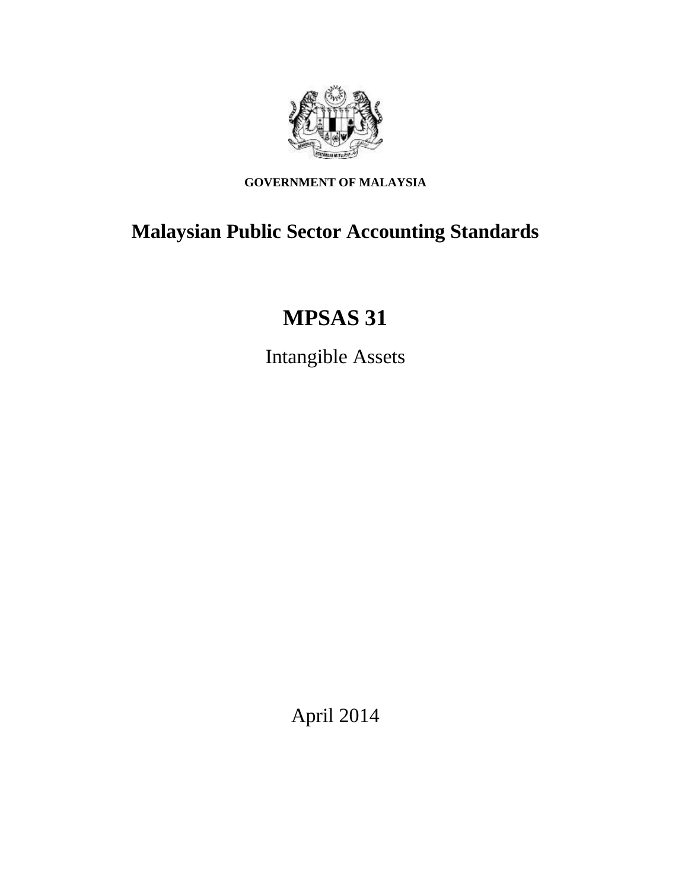**GOVERNMENT OF MALAYSIA**

# Malaysian Public Sector Accounting Standards

# MPSAS 31

Intangible Assets

April 2014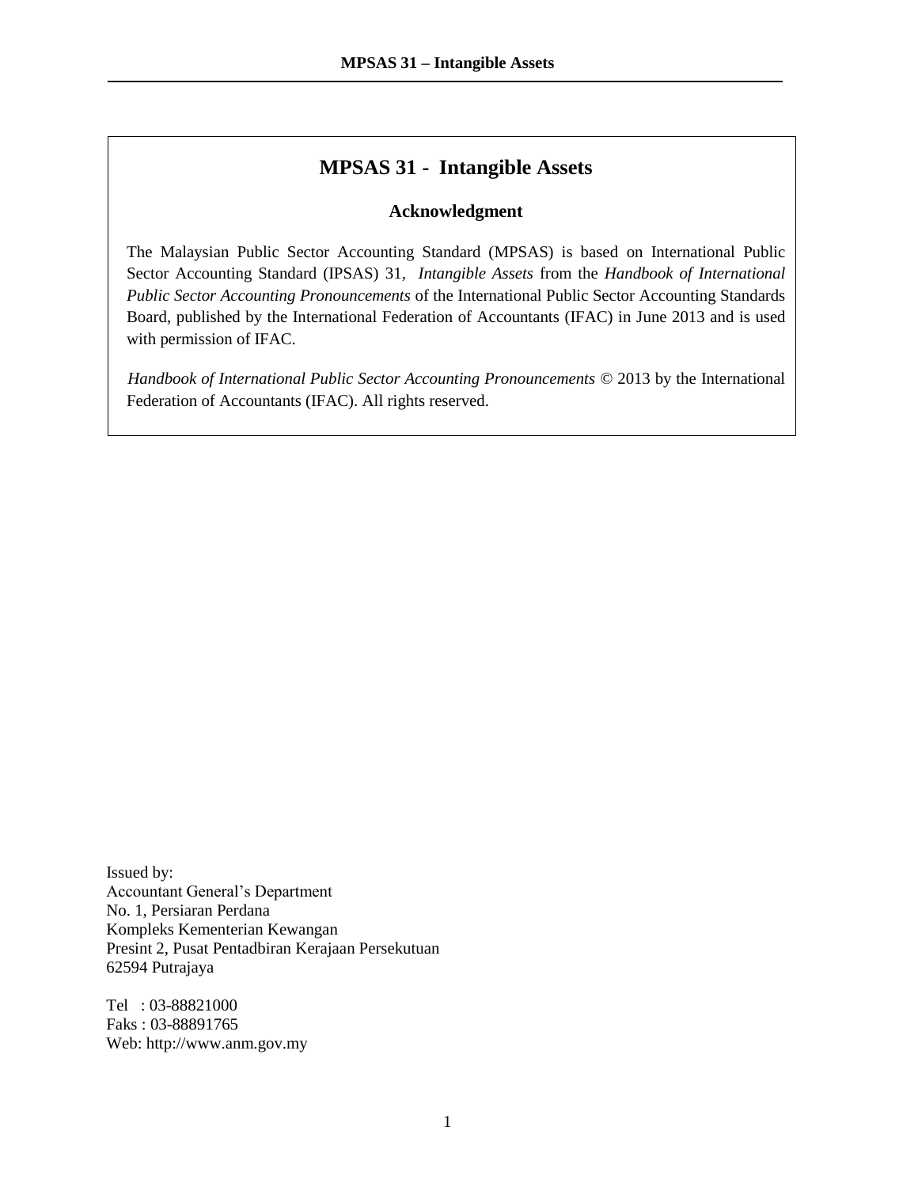# MPSAS 31 - Intangible Assets

## Acknowledgment

The Malaysian Public Sector Accounting Standard (MPSAS) is based on International Public Sector Accounting Standard (IPSAS) 31, *Intangible Assets* from the *Handbook of International Public Sector Accounting Pronouncements* of the International Public Sector Accounting Standards Board, published by the International Federation of Accountants (IFAC) in June 2013 and is used with permission of IFAC.

*Handbook of International Public Sector Accounting Pronouncements* © 2013 by the International Federation of Accountants (IFAC). All rights reserved.

Issued by:
Accountant General's Department
No. 1, Persiaran Perdana
Kompleks Kementerian Kewangan
Presint 2, Pusat Pentadbiran Kerajaan Persekutuan
62594 Putrajaya

Tel : 03-88821000
Faks : 03-88891765
Web: http://www.anm.gov.my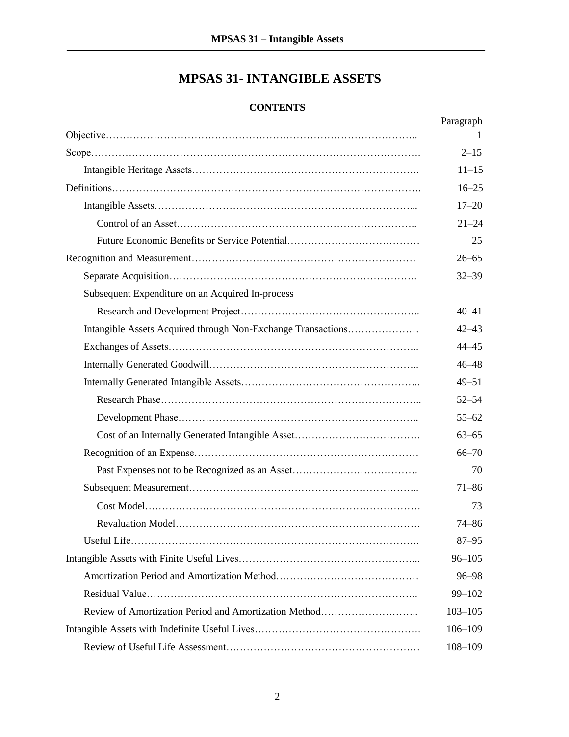# MPSAS 31- INTANGIBLE ASSETS

**CONTENTS**

| | Paragraph |
|---|---|
| Objective | 1 |
| Scope | 2–15 |
| Intangible Heritage Assets | 11–15 |
| Definitions | 16–25 |
| Intangible Assets | 17–20 |
| Control of an Asset | 21–24 |
| Future Economic Benefits or Service Potential | 25 |
| Recognition and Measurement | 26–65 |
| Separate Acquisition | 32–39 |
| Subsequent Expenditure on an Acquired In-process Research and Development Project | 40–41 |
| Intangible Assets Acquired through Non-Exchange Transactions | 42–43 |
| Exchanges of Assets | 44–45 |
| Internally Generated Goodwill | 46–48 |
| Internally Generated Intangible Assets | 49–51 |
| Research Phase | 52–54 |
| Development Phase | 55–62 |
| Cost of an Internally Generated Intangible Asset | 63–65 |
| Recognition of an Expense | 66–70 |
| Past Expenses not to be Recognized as an Asset | 70 |
| Subsequent Measurement | 71–86 |
| Cost Model | 73 |
| Revaluation Model | 74–86 |
| Useful Life | 87–95 |
| Intangible Assets with Finite Useful Lives | 96–105 |
| Amortization Period and Amortization Method | 96–98 |
| Residual Value | 99–102 |
| Review of Amortization Period and Amortization Method | 103–105 |
| Intangible Assets with Indefinite Useful Lives | 106–109 |
| Review of Useful Life Assessment | 108–109 |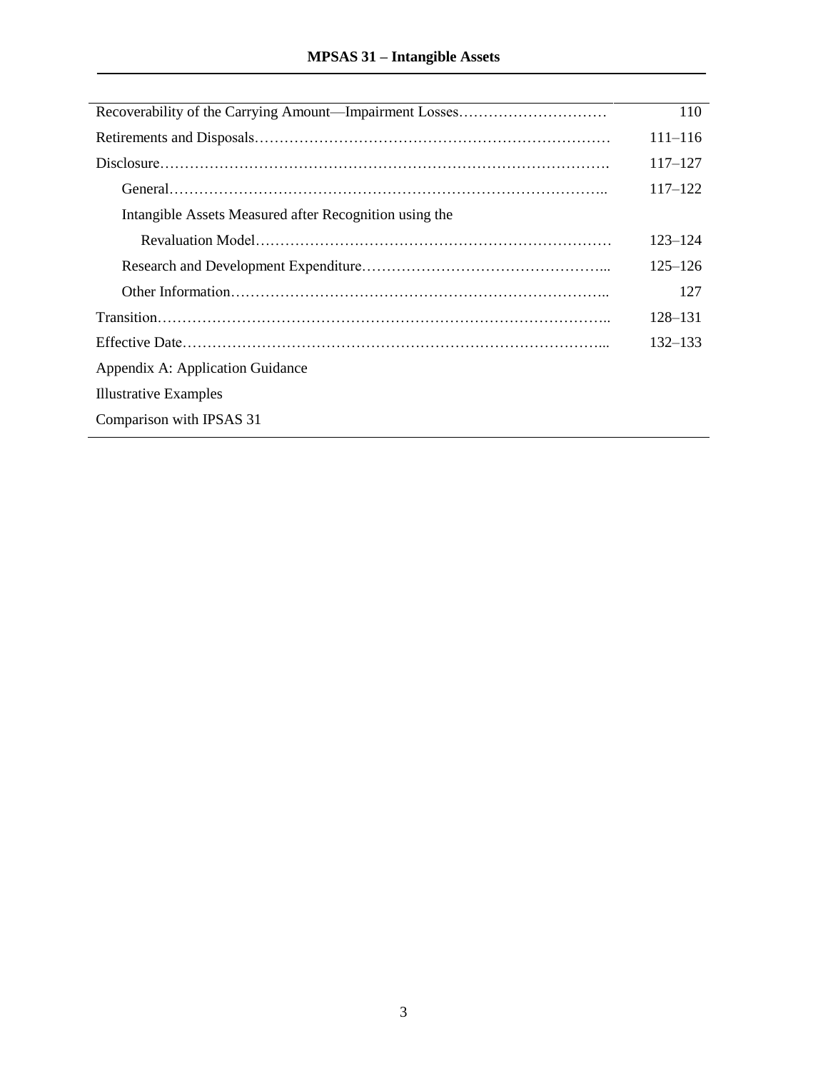| | |
|---|---|
| Recoverability of the Carrying Amount—Impairment Losses | 110 |
| Retirements and Disposals | 111–116 |
| Disclosure | 117–127 |
| General | 117–122 |
| Intangible Assets Measured after Recognition using the Revaluation Model | 123–124 |
| Research and Development Expenditure | 125–126 |
| Other Information | 127 |
| Transition | 128–131 |
| Effective Date | 132–133 |
| Appendix A: Application Guidance | |
| Illustrative Examples | |
| Comparison with IPSAS 31 | |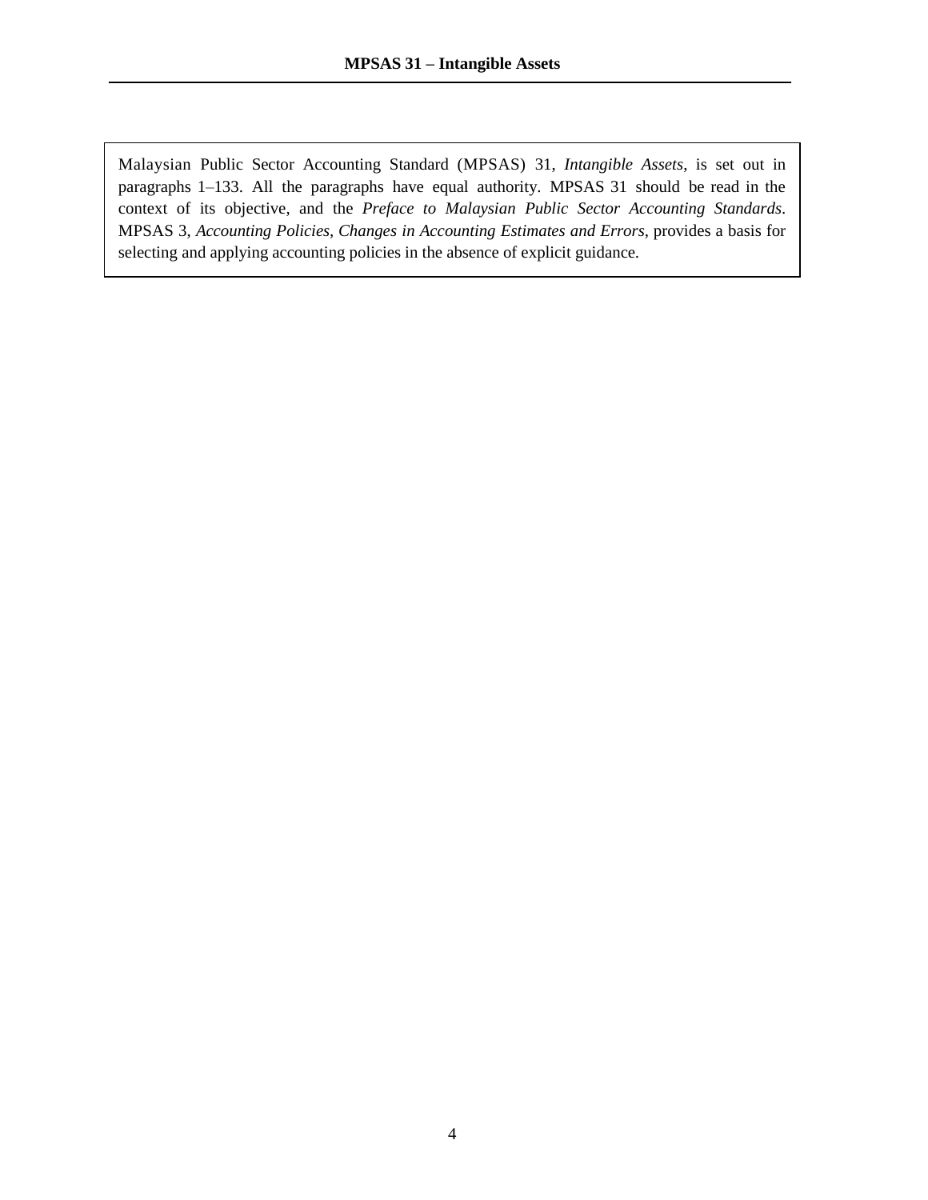Malaysian Public Sector Accounting Standard (MPSAS) 31, *Intangible Assets*, is set out in paragraphs 1–133. All the paragraphs have equal authority. MPSAS 31 should be read in the context of its objective, and the *Preface to Malaysian Public Sector Accounting Standards*. MPSAS 3, *Accounting Policies, Changes in Accounting Estimates and Errors*, provides a basis for selecting and applying accounting policies in the absence of explicit guidance.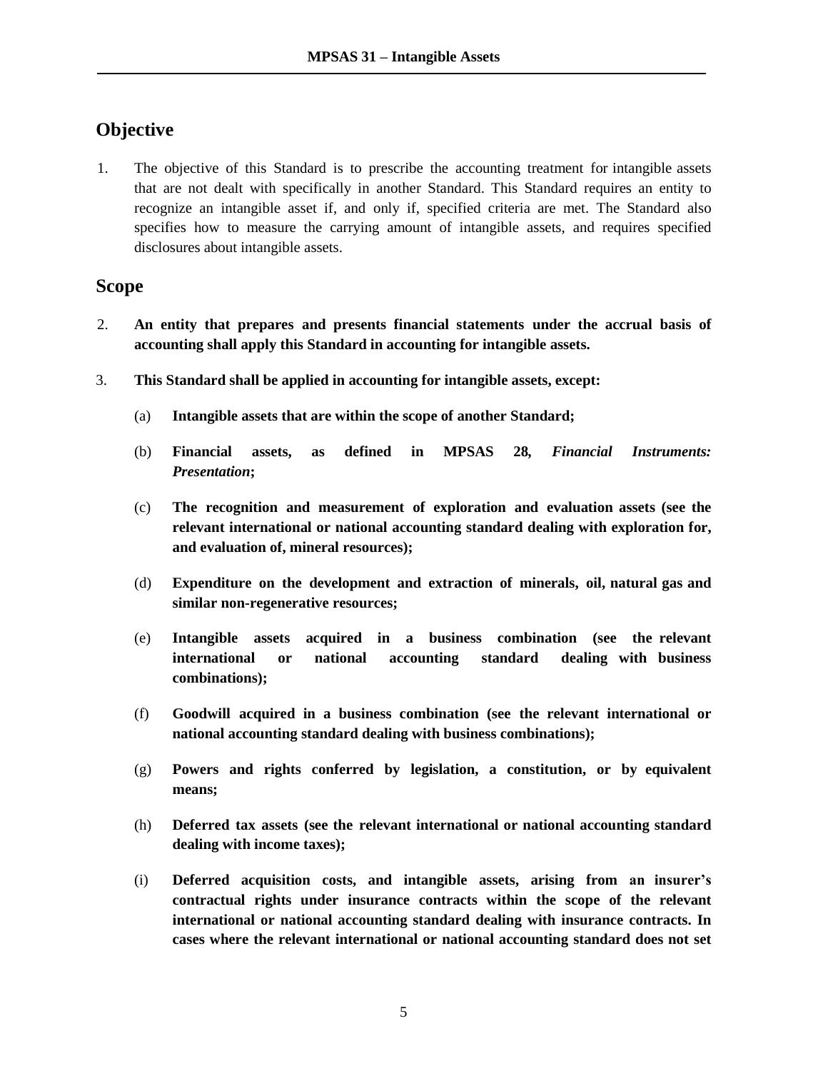## Objective

1. The objective of this Standard is to prescribe the accounting treatment for intangible assets that are not dealt with specifically in another Standard. This Standard requires an entity to recognize an intangible asset if, and only if, specified criteria are met. The Standard also specifies how to measure the carrying amount of intangible assets, and requires specified disclosures about intangible assets.

## Scope

2. **An entity that prepares and presents financial statements under the accrual basis of accounting shall apply this Standard in accounting for intangible assets.**

3. **This Standard shall be applied in accounting for intangible assets, except:**

   (a) **Intangible assets that are within the scope of another Standard;**

   (b) **Financial assets, as defined in MPSAS 28, *Financial Instruments: Presentation*;**

   (c) **The recognition and measurement of exploration and evaluation assets (see the relevant international or national accounting standard dealing with exploration for, and evaluation of, mineral resources);**

   (d) **Expenditure on the development and extraction of minerals, oil, natural gas and similar non-regenerative resources;**

   (e) **Intangible assets acquired in a business combination (see the relevant international or national accounting standard dealing with business combinations);**

   (f) **Goodwill acquired in a business combination (see the relevant international or national accounting standard dealing with business combinations);**

   (g) **Powers and rights conferred by legislation, a constitution, or by equivalent means;**

   (h) **Deferred tax assets (see the relevant international or national accounting standard dealing with income taxes);**

   (i) **Deferred acquisition costs, and intangible assets, arising from an insurer's contractual rights under insurance contracts within the scope of the relevant international or national accounting standard dealing with insurance contracts. In cases where the relevant international or national accounting standard does not set**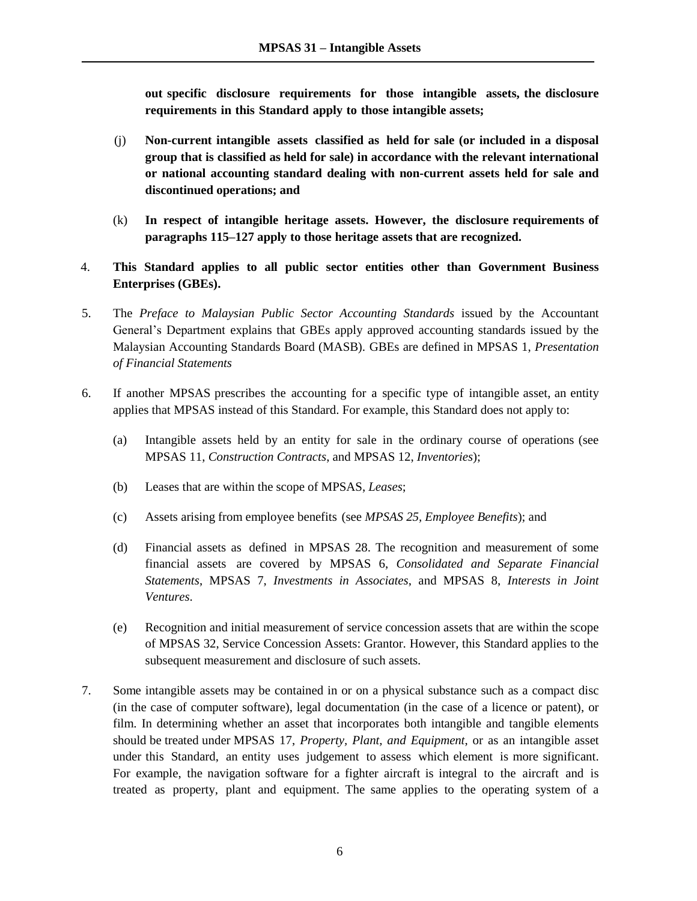**out specific disclosure requirements for those intangible assets, the disclosure requirements in this Standard apply to those intangible assets;**

(j) **Non-current intangible assets classified as held for sale (or included in a disposal group that is classified as held for sale) in accordance with the relevant international or national accounting standard dealing with non-current assets held for sale and discontinued operations; and**

(k) **In respect of intangible heritage assets. However, the disclosure requirements of paragraphs 115–127 apply to those heritage assets that are recognized.**

4. **This Standard applies to all public sector entities other than Government Business Enterprises (GBEs).**

5. The *Preface to Malaysian Public Sector Accounting Standards* issued by the Accountant General's Department explains that GBEs apply approved accounting standards issued by the Malaysian Accounting Standards Board (MASB). GBEs are defined in MPSAS 1, *Presentation of Financial Statements*

6. If another MPSAS prescribes the accounting for a specific type of intangible asset, an entity applies that MPSAS instead of this Standard. For example, this Standard does not apply to:

   (a) Intangible assets held by an entity for sale in the ordinary course of operations (see MPSAS 11, *Construction Contracts*, and MPSAS 12, *Inventories*);

   (b) Leases that are within the scope of MPSAS, *Leases*;

   (c) Assets arising from employee benefits (see *MPSAS 25, Employee Benefits*); and

   (d) Financial assets as defined in MPSAS 28. The recognition and measurement of some financial assets are covered by MPSAS 6, *Consolidated and Separate Financial Statements*, MPSAS 7, *Investments in Associates*, and MPSAS 8, *Interests in Joint Ventures*.

   (e) Recognition and initial measurement of service concession assets that are within the scope of MPSAS 32, Service Concession Assets: Grantor. However, this Standard applies to the subsequent measurement and disclosure of such assets.

7. Some intangible assets may be contained in or on a physical substance such as a compact disc (in the case of computer software), legal documentation (in the case of a licence or patent), or film. In determining whether an asset that incorporates both intangible and tangible elements should be treated under MPSAS 17, *Property, Plant, and Equipment*, or as an intangible asset under this Standard, an entity uses judgement to assess which element is more significant. For example, the navigation software for a fighter aircraft is integral to the aircraft and is treated as property, plant and equipment. The same applies to the operating system of a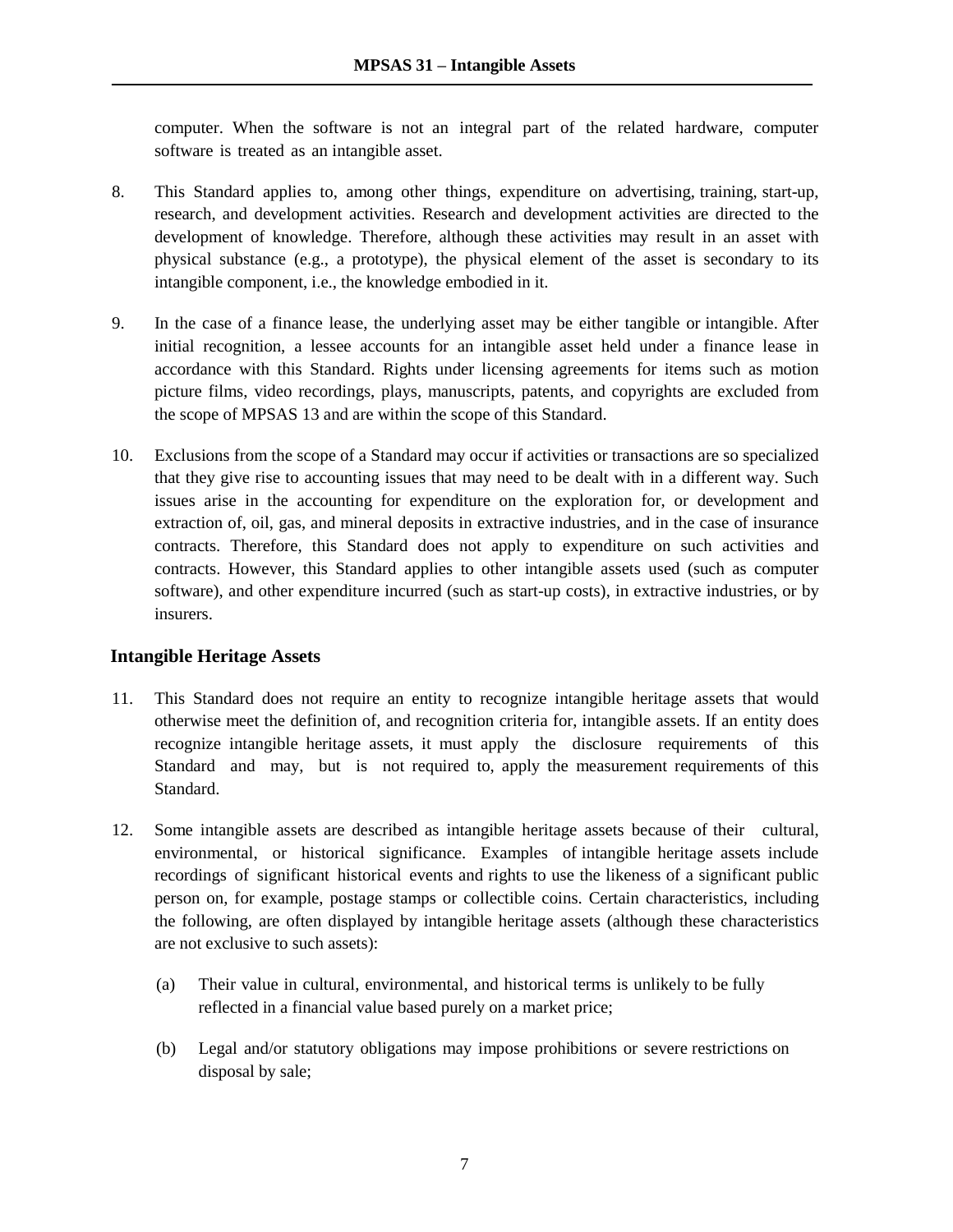computer. When the software is not an integral part of the related hardware, computer software is treated as an intangible asset.

8. This Standard applies to, among other things, expenditure on advertising, training, start-up, research, and development activities. Research and development activities are directed to the development of knowledge. Therefore, although these activities may result in an asset with physical substance (e.g., a prototype), the physical element of the asset is secondary to its intangible component, i.e., the knowledge embodied in it.

9. In the case of a finance lease, the underlying asset may be either tangible or intangible. After initial recognition, a lessee accounts for an intangible asset held under a finance lease in accordance with this Standard. Rights under licensing agreements for items such as motion picture films, video recordings, plays, manuscripts, patents, and copyrights are excluded from the scope of MPSAS 13 and are within the scope of this Standard.

10. Exclusions from the scope of a Standard may occur if activities or transactions are so specialized that they give rise to accounting issues that may need to be dealt with in a different way. Such issues arise in the accounting for expenditure on the exploration for, or development and extraction of, oil, gas, and mineral deposits in extractive industries, and in the case of insurance contracts. Therefore, this Standard does not apply to expenditure on such activities and contracts. However, this Standard applies to other intangible assets used (such as computer software), and other expenditure incurred (such as start-up costs), in extractive industries, or by insurers.

### Intangible Heritage Assets

11. This Standard does not require an entity to recognize intangible heritage assets that would otherwise meet the definition of, and recognition criteria for, intangible assets. If an entity does recognize intangible heritage assets, it must apply the disclosure requirements of this Standard and may, but is not required to, apply the measurement requirements of this Standard.

12. Some intangible assets are described as intangible heritage assets because of their cultural, environmental, or historical significance. Examples of intangible heritage assets include recordings of significant historical events and rights to use the likeness of a significant public person on, for example, postage stamps or collectible coins. Certain characteristics, including the following, are often displayed by intangible heritage assets (although these characteristics are not exclusive to such assets):

    (a) Their value in cultural, environmental, and historical terms is unlikely to be fully reflected in a financial value based purely on a market price;

    (b) Legal and/or statutory obligations may impose prohibitions or severe restrictions on disposal by sale;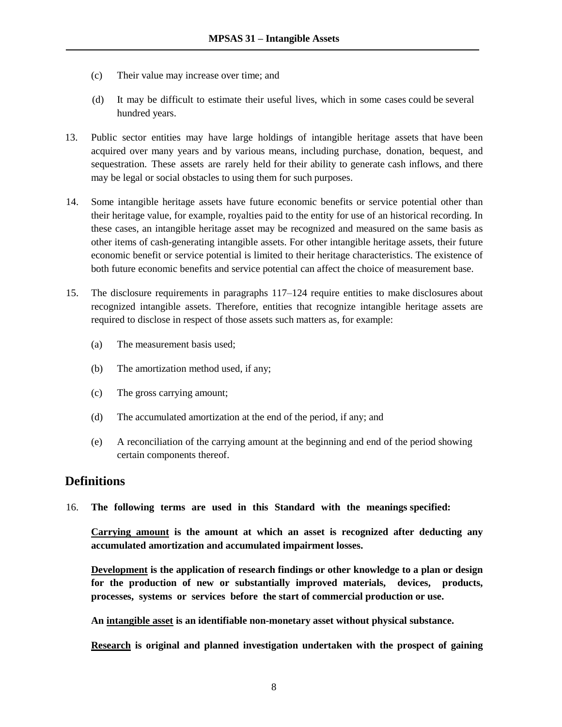(c) Their value may increase over time; and

(d) It may be difficult to estimate their useful lives, which in some cases could be several hundred years.

13. Public sector entities may have large holdings of intangible heritage assets that have been acquired over many years and by various means, including purchase, donation, bequest, and sequestration. These assets are rarely held for their ability to generate cash inflows, and there may be legal or social obstacles to using them for such purposes.

14. Some intangible heritage assets have future economic benefits or service potential other than their heritage value, for example, royalties paid to the entity for use of an historical recording. In these cases, an intangible heritage asset may be recognized and measured on the same basis as other items of cash-generating intangible assets. For other intangible heritage assets, their future economic benefit or service potential is limited to their heritage characteristics. The existence of both future economic benefits and service potential can affect the choice of measurement base.

15. The disclosure requirements in paragraphs 117–124 require entities to make disclosures about recognized intangible assets. Therefore, entities that recognize intangible heritage assets are required to disclose in respect of those assets such matters as, for example:

    (a) The measurement basis used;

    (b) The amortization method used, if any;

    (c) The gross carrying amount;

    (d) The accumulated amortization at the end of the period, if any; and

    (e) A reconciliation of the carrying amount at the beginning and end of the period showing certain components thereof.

## Definitions

16. **The following terms are used in this Standard with the meanings specified:**

    **Carrying amount is the amount at which an asset is recognized after deducting any accumulated amortization and accumulated impairment losses.**

    **Development is the application of research findings or other knowledge to a plan or design for the production of new or substantially improved materials, devices, products, processes, systems or services before the start of commercial production or use.**

    **An intangible asset is an identifiable non-monetary asset without physical substance.**

    **Research is original and planned investigation undertaken with the prospect of gaining**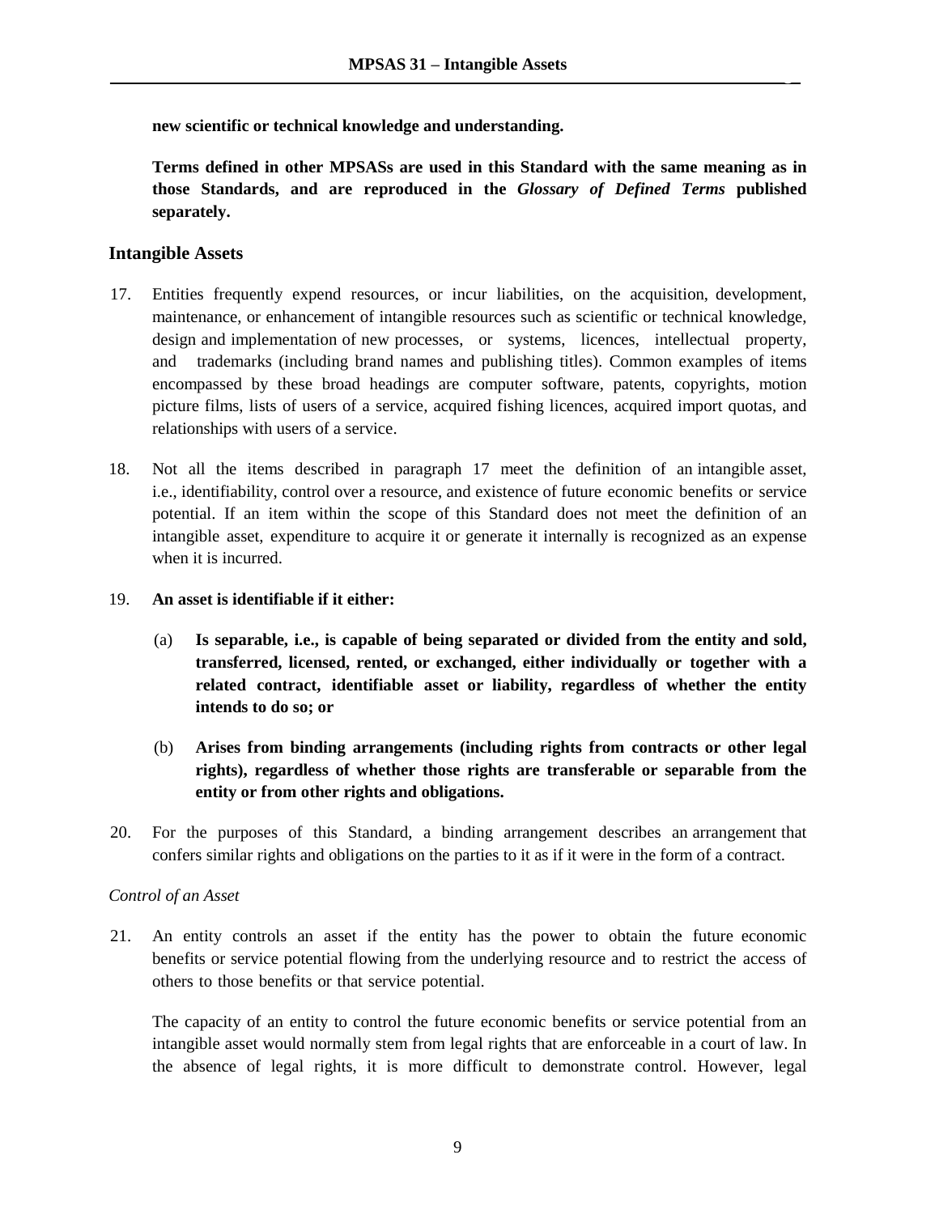**new scientific or technical knowledge and understanding.**

**Terms defined in other MPSASs are used in this Standard with the same meaning as in those Standards, and are reproduced in the *Glossary of Defined Terms* published separately.**

## Intangible Assets

17. Entities frequently expend resources, or incur liabilities, on the acquisition, development, maintenance, or enhancement of intangible resources such as scientific or technical knowledge, design and implementation of new processes, or systems, licences, intellectual property, and trademarks (including brand names and publishing titles). Common examples of items encompassed by these broad headings are computer software, patents, copyrights, motion picture films, lists of users of a service, acquired fishing licences, acquired import quotas, and relationships with users of a service.

18. Not all the items described in paragraph 17 meet the definition of an intangible asset, i.e., identifiability, control over a resource, and existence of future economic benefits or service potential. If an item within the scope of this Standard does not meet the definition of an intangible asset, expenditure to acquire it or generate it internally is recognized as an expense when it is incurred.

19. **An asset is identifiable if it either:**

    (a) **Is separable, i.e., is capable of being separated or divided from the entity and sold, transferred, licensed, rented, or exchanged, either individually or together with a related contract, identifiable asset or liability, regardless of whether the entity intends to do so; or**

    (b) **Arises from binding arrangements (including rights from contracts or other legal rights), regardless of whether those rights are transferable or separable from the entity or from other rights and obligations.**

20. For the purposes of this Standard, a binding arrangement describes an arrangement that confers similar rights and obligations on the parties to it as if it were in the form of a contract.

*Control of an Asset*

21. An entity controls an asset if the entity has the power to obtain the future economic benefits or service potential flowing from the underlying resource and to restrict the access of others to those benefits or that service potential.

    The capacity of an entity to control the future economic benefits or service potential from an intangible asset would normally stem from legal rights that are enforceable in a court of law. In the absence of legal rights, it is more difficult to demonstrate control. However, legal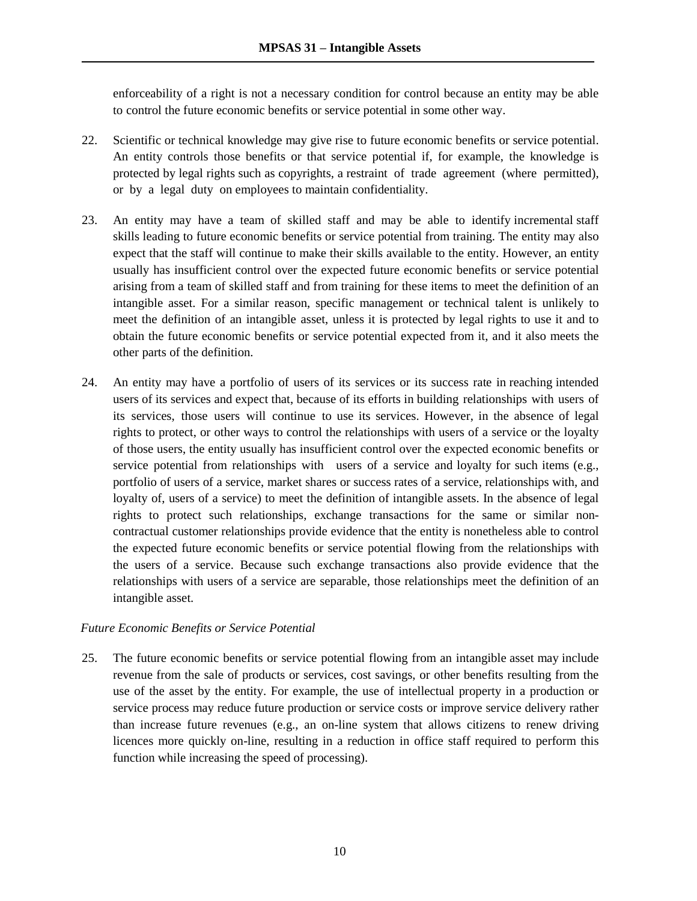enforceability of a right is not a necessary condition for control because an entity may be able to control the future economic benefits or service potential in some other way.

22. Scientific or technical knowledge may give rise to future economic benefits or service potential. An entity controls those benefits or that service potential if, for example, the knowledge is protected by legal rights such as copyrights, a restraint of trade agreement (where permitted), or by a legal duty on employees to maintain confidentiality.

23. An entity may have a team of skilled staff and may be able to identify incremental staff skills leading to future economic benefits or service potential from training. The entity may also expect that the staff will continue to make their skills available to the entity. However, an entity usually has insufficient control over the expected future economic benefits or service potential arising from a team of skilled staff and from training for these items to meet the definition of an intangible asset. For a similar reason, specific management or technical talent is unlikely to meet the definition of an intangible asset, unless it is protected by legal rights to use it and to obtain the future economic benefits or service potential expected from it, and it also meets the other parts of the definition.

24. An entity may have a portfolio of users of its services or its success rate in reaching intended users of its services and expect that, because of its efforts in building relationships with users of its services, those users will continue to use its services. However, in the absence of legal rights to protect, or other ways to control the relationships with users of a service or the loyalty of those users, the entity usually has insufficient control over the expected economic benefits or service potential from relationships with users of a service and loyalty for such items (e.g., portfolio of users of a service, market shares or success rates of a service, relationships with, and loyalty of, users of a service) to meet the definition of intangible assets. In the absence of legal rights to protect such relationships, exchange transactions for the same or similar non-contractual customer relationships provide evidence that the entity is nonetheless able to control the expected future economic benefits or service potential flowing from the relationships with the users of a service. Because such exchange transactions also provide evidence that the relationships with users of a service are separable, those relationships meet the definition of an intangible asset.

*Future Economic Benefits or Service Potential*

25. The future economic benefits or service potential flowing from an intangible asset may include revenue from the sale of products or services, cost savings, or other benefits resulting from the use of the asset by the entity. For example, the use of intellectual property in a production or service process may reduce future production or service costs or improve service delivery rather than increase future revenues (e.g., an on-line system that allows citizens to renew driving licences more quickly on-line, resulting in a reduction in office staff required to perform this function while increasing the speed of processing).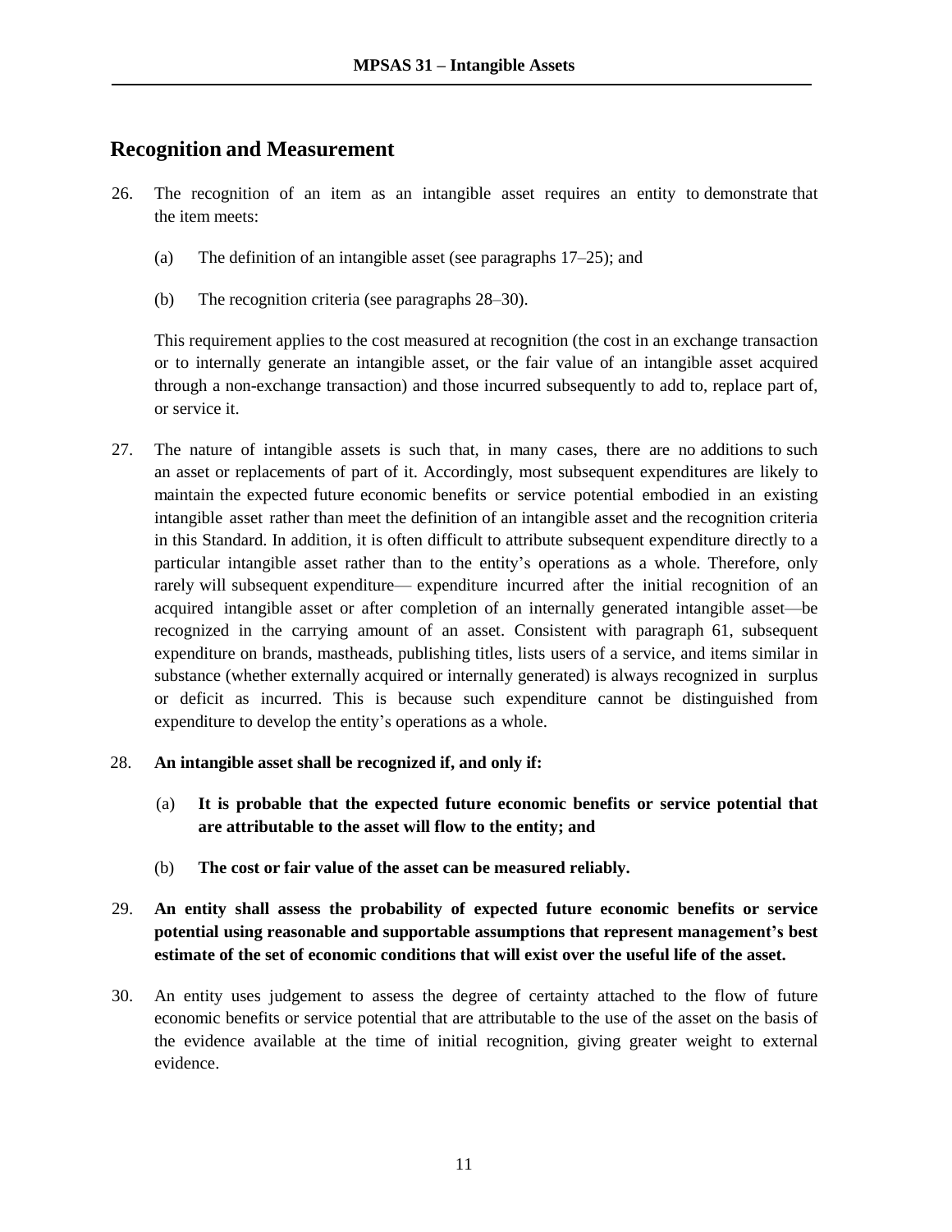## Recognition and Measurement

26. The recognition of an item as an intangible asset requires an entity to demonstrate that the item meets:

    (a) The definition of an intangible asset (see paragraphs 17–25); and

    (b) The recognition criteria (see paragraphs 28–30).

    This requirement applies to the cost measured at recognition (the cost in an exchange transaction or to internally generate an intangible asset, or the fair value of an intangible asset acquired through a non-exchange transaction) and those incurred subsequently to add to, replace part of, or service it.

27. The nature of intangible assets is such that, in many cases, there are no additions to such an asset or replacements of part of it. Accordingly, most subsequent expenditures are likely to maintain the expected future economic benefits or service potential embodied in an existing intangible asset rather than meet the definition of an intangible asset and the recognition criteria in this Standard. In addition, it is often difficult to attribute subsequent expenditure directly to a particular intangible asset rather than to the entity's operations as a whole. Therefore, only rarely will subsequent expenditure— expenditure incurred after the initial recognition of an acquired intangible asset or after completion of an internally generated intangible asset—be recognized in the carrying amount of an asset. Consistent with paragraph 61, subsequent expenditure on brands, mastheads, publishing titles, lists users of a service, and items similar in substance (whether externally acquired or internally generated) is always recognized in surplus or deficit as incurred. This is because such expenditure cannot be distinguished from expenditure to develop the entity's operations as a whole.

28. **An intangible asset shall be recognized if, and only if:**

    (a) **It is probable that the expected future economic benefits or service potential that are attributable to the asset will flow to the entity; and**

    (b) **The cost or fair value of the asset can be measured reliably.**

29. **An entity shall assess the probability of expected future economic benefits or service potential using reasonable and supportable assumptions that represent management's best estimate of the set of economic conditions that will exist over the useful life of the asset.**

30. An entity uses judgement to assess the degree of certainty attached to the flow of future economic benefits or service potential that are attributable to the use of the asset on the basis of the evidence available at the time of initial recognition, giving greater weight to external evidence.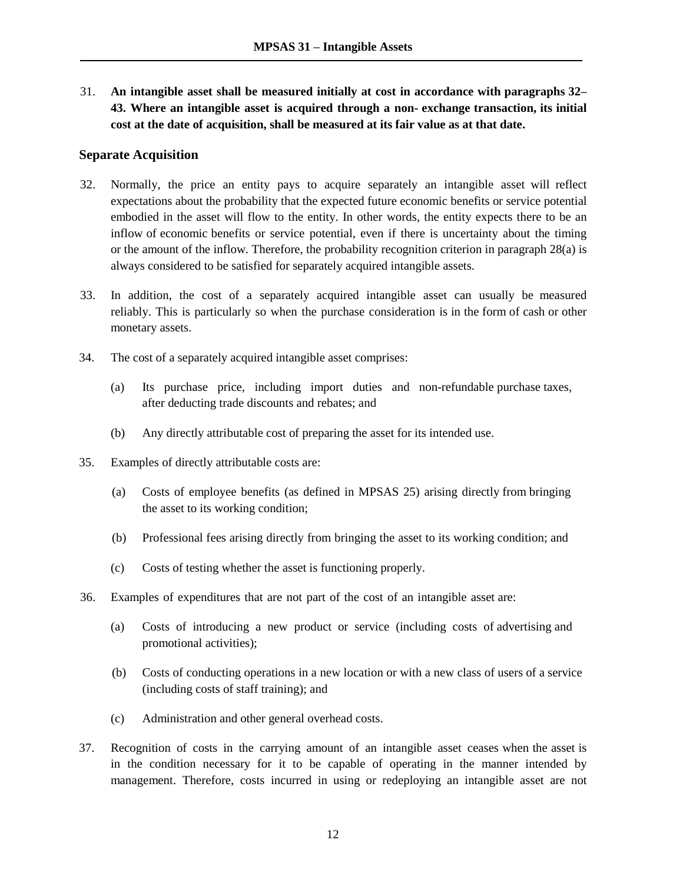31. **An intangible asset shall be measured initially at cost in accordance with paragraphs 32–43. Where an intangible asset is acquired through a non- exchange transaction, its initial cost at the date of acquisition, shall be measured at its fair value as at that date.**

## Separate Acquisition

32. Normally, the price an entity pays to acquire separately an intangible asset will reflect expectations about the probability that the expected future economic benefits or service potential embodied in the asset will flow to the entity. In other words, the entity expects there to be an inflow of economic benefits or service potential, even if there is uncertainty about the timing or the amount of the inflow. Therefore, the probability recognition criterion in paragraph 28(a) is always considered to be satisfied for separately acquired intangible assets.

33. In addition, the cost of a separately acquired intangible asset can usually be measured reliably. This is particularly so when the purchase consideration is in the form of cash or other monetary assets.

34. The cost of a separately acquired intangible asset comprises:

    (a) Its purchase price, including import duties and non-refundable purchase taxes, after deducting trade discounts and rebates; and

    (b) Any directly attributable cost of preparing the asset for its intended use.

35. Examples of directly attributable costs are:

    (a) Costs of employee benefits (as defined in MPSAS 25) arising directly from bringing the asset to its working condition;

    (b) Professional fees arising directly from bringing the asset to its working condition; and

    (c) Costs of testing whether the asset is functioning properly.

36. Examples of expenditures that are not part of the cost of an intangible asset are:

    (a) Costs of introducing a new product or service (including costs of advertising and promotional activities);

    (b) Costs of conducting operations in a new location or with a new class of users of a service (including costs of staff training); and

    (c) Administration and other general overhead costs.

37. Recognition of costs in the carrying amount of an intangible asset ceases when the asset is in the condition necessary for it to be capable of operating in the manner intended by management. Therefore, costs incurred in using or redeploying an intangible asset are not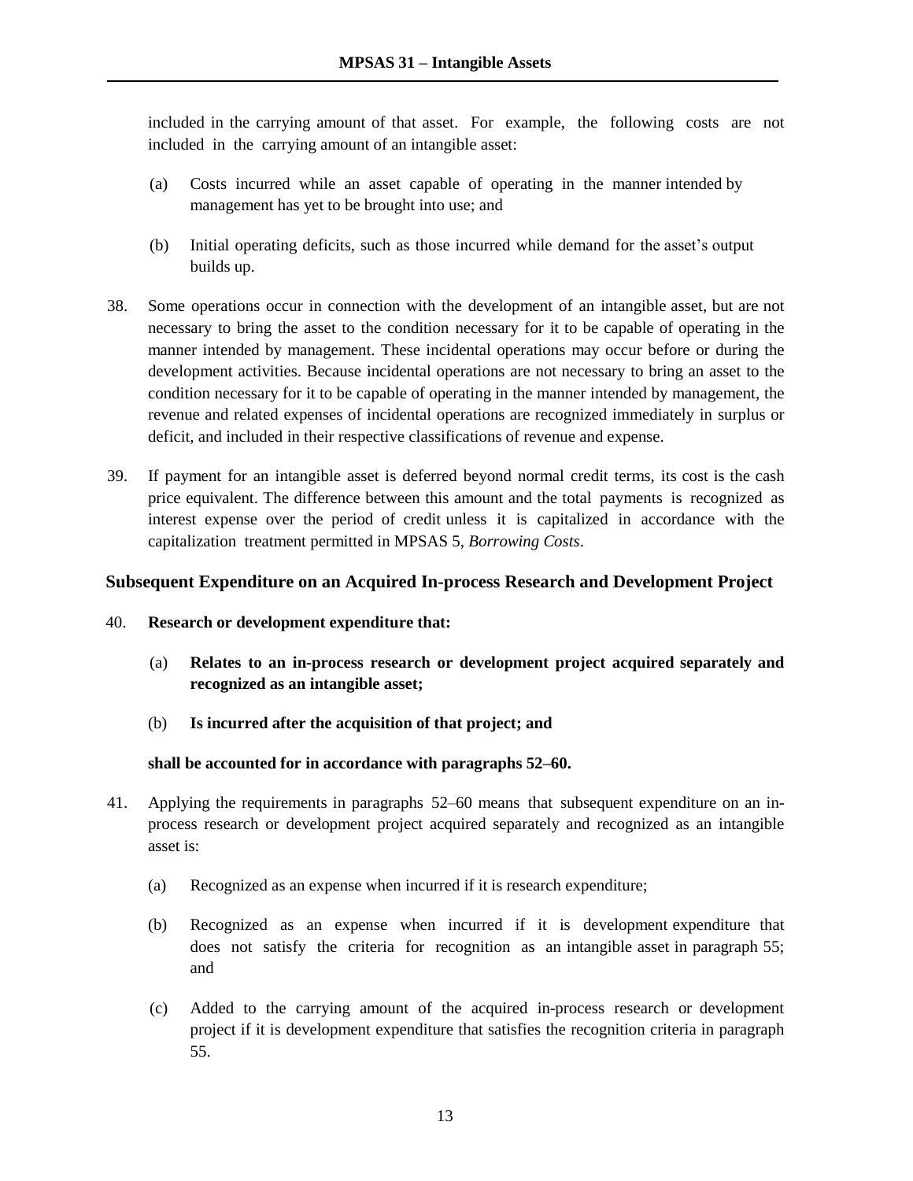included in the carrying amount of that asset. For example, the following costs are not included in the carrying amount of an intangible asset:

(a) Costs incurred while an asset capable of operating in the manner intended by management has yet to be brought into use; and

(b) Initial operating deficits, such as those incurred while demand for the asset's output builds up.

38. Some operations occur in connection with the development of an intangible asset, but are not necessary to bring the asset to the condition necessary for it to be capable of operating in the manner intended by management. These incidental operations may occur before or during the development activities. Because incidental operations are not necessary to bring an asset to the condition necessary for it to be capable of operating in the manner intended by management, the revenue and related expenses of incidental operations are recognized immediately in surplus or deficit, and included in their respective classifications of revenue and expense.

39. If payment for an intangible asset is deferred beyond normal credit terms, its cost is the cash price equivalent. The difference between this amount and the total payments is recognized as interest expense over the period of credit unless it is capitalized in accordance with the capitalization treatment permitted in MPSAS 5, *Borrowing Costs*.

### Subsequent Expenditure on an Acquired In-process Research and Development Project

40. **Research or development expenditure that:**

   (a) **Relates to an in-process research or development project acquired separately and recognized as an intangible asset;**

   (b) **Is incurred after the acquisition of that project; and**

   **shall be accounted for in accordance with paragraphs 52–60.**

41. Applying the requirements in paragraphs 52–60 means that subsequent expenditure on an in-process research or development project acquired separately and recognized as an intangible asset is:

   (a) Recognized as an expense when incurred if it is research expenditure;

   (b) Recognized as an expense when incurred if it is development expenditure that does not satisfy the criteria for recognition as an intangible asset in paragraph 55; and

   (c) Added to the carrying amount of the acquired in-process research or development project if it is development expenditure that satisfies the recognition criteria in paragraph 55.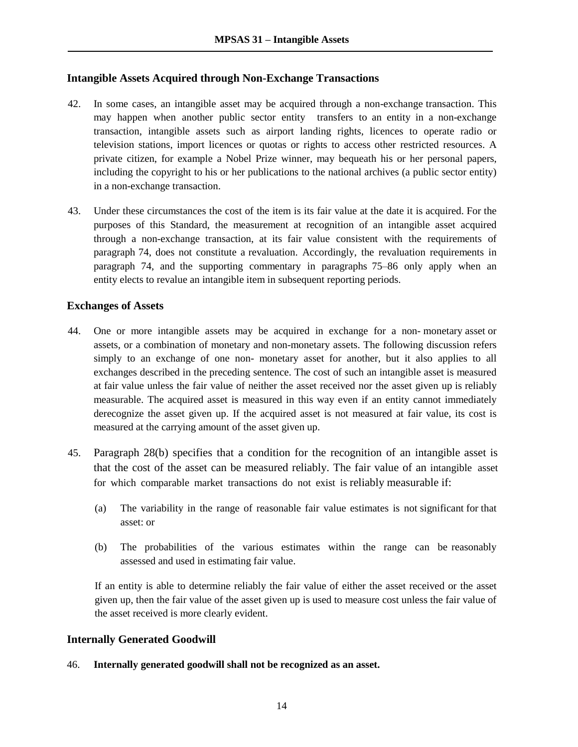## Intangible Assets Acquired through Non-Exchange Transactions

42. In some cases, an intangible asset may be acquired through a non-exchange transaction. This may happen when another public sector entity transfers to an entity in a non-exchange transaction, intangible assets such as airport landing rights, licences to operate radio or television stations, import licences or quotas or rights to access other restricted resources. A private citizen, for example a Nobel Prize winner, may bequeath his or her personal papers, including the copyright to his or her publications to the national archives (a public sector entity) in a non-exchange transaction.

43. Under these circumstances the cost of the item is its fair value at the date it is acquired. For the purposes of this Standard, the measurement at recognition of an intangible asset acquired through a non-exchange transaction, at its fair value consistent with the requirements of paragraph 74, does not constitute a revaluation. Accordingly, the revaluation requirements in paragraph 74, and the supporting commentary in paragraphs 75–86 only apply when an entity elects to revalue an intangible item in subsequent reporting periods.

## Exchanges of Assets

44. One or more intangible assets may be acquired in exchange for a non- monetary asset or assets, or a combination of monetary and non-monetary assets. The following discussion refers simply to an exchange of one non- monetary asset for another, but it also applies to all exchanges described in the preceding sentence. The cost of such an intangible asset is measured at fair value unless the fair value of neither the asset received nor the asset given up is reliably measurable. The acquired asset is measured in this way even if an entity cannot immediately derecognize the asset given up. If the acquired asset is not measured at fair value, its cost is measured at the carrying amount of the asset given up.

45. Paragraph 28(b) specifies that a condition for the recognition of an intangible asset is that the cost of the asset can be measured reliably. The fair value of an intangible asset for which comparable market transactions do not exist is reliably measurable if:

    (a) The variability in the range of reasonable fair value estimates is not significant for that asset: or

    (b) The probabilities of the various estimates within the range can be reasonably assessed and used in estimating fair value.

    If an entity is able to determine reliably the fair value of either the asset received or the asset given up, then the fair value of the asset given up is used to measure cost unless the fair value of the asset received is more clearly evident.

## Internally Generated Goodwill

46. **Internally generated goodwill shall not be recognized as an asset.**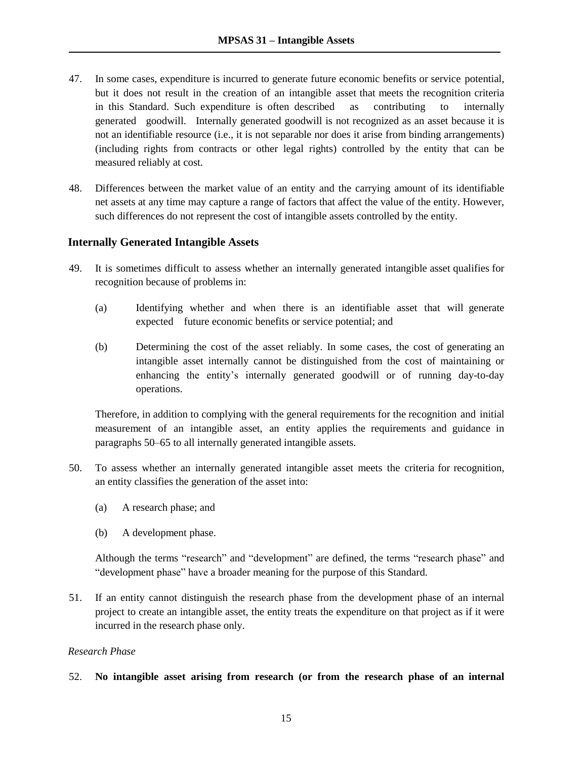47. In some cases, expenditure is incurred to generate future economic benefits or service potential, but it does not result in the creation of an intangible asset that meets the recognition criteria in this Standard. Such expenditure is often described as contributing to internally generated goodwill. Internally generated goodwill is not recognized as an asset because it is not an identifiable resource (i.e., it is not separable nor does it arise from binding arrangements) (including rights from contracts or other legal rights) controlled by the entity that can be measured reliably at cost.

48. Differences between the market value of an entity and the carrying amount of its identifiable net assets at any time may capture a range of factors that affect the value of the entity. However, such differences do not represent the cost of intangible assets controlled by the entity.

## Internally Generated Intangible Assets

49. It is sometimes difficult to assess whether an internally generated intangible asset qualifies for recognition because of problems in:

    (a) Identifying whether and when there is an identifiable asset that will generate expected future economic benefits or service potential; and

    (b) Determining the cost of the asset reliably. In some cases, the cost of generating an intangible asset internally cannot be distinguished from the cost of maintaining or enhancing the entity's internally generated goodwill or of running day-to-day operations.

    Therefore, in addition to complying with the general requirements for the recognition and initial measurement of an intangible asset, an entity applies the requirements and guidance in paragraphs 50–65 to all internally generated intangible assets.

50. To assess whether an internally generated intangible asset meets the criteria for recognition, an entity classifies the generation of the asset into:

    (a) A research phase; and

    (b) A development phase.

    Although the terms "research" and "development" are defined, the terms "research phase" and "development phase" have a broader meaning for the purpose of this Standard.

51. If an entity cannot distinguish the research phase from the development phase of an internal project to create an intangible asset, the entity treats the expenditure on that project as if it were incurred in the research phase only.

*Research Phase*

52. **No intangible asset arising from research (or from the research phase of an internal**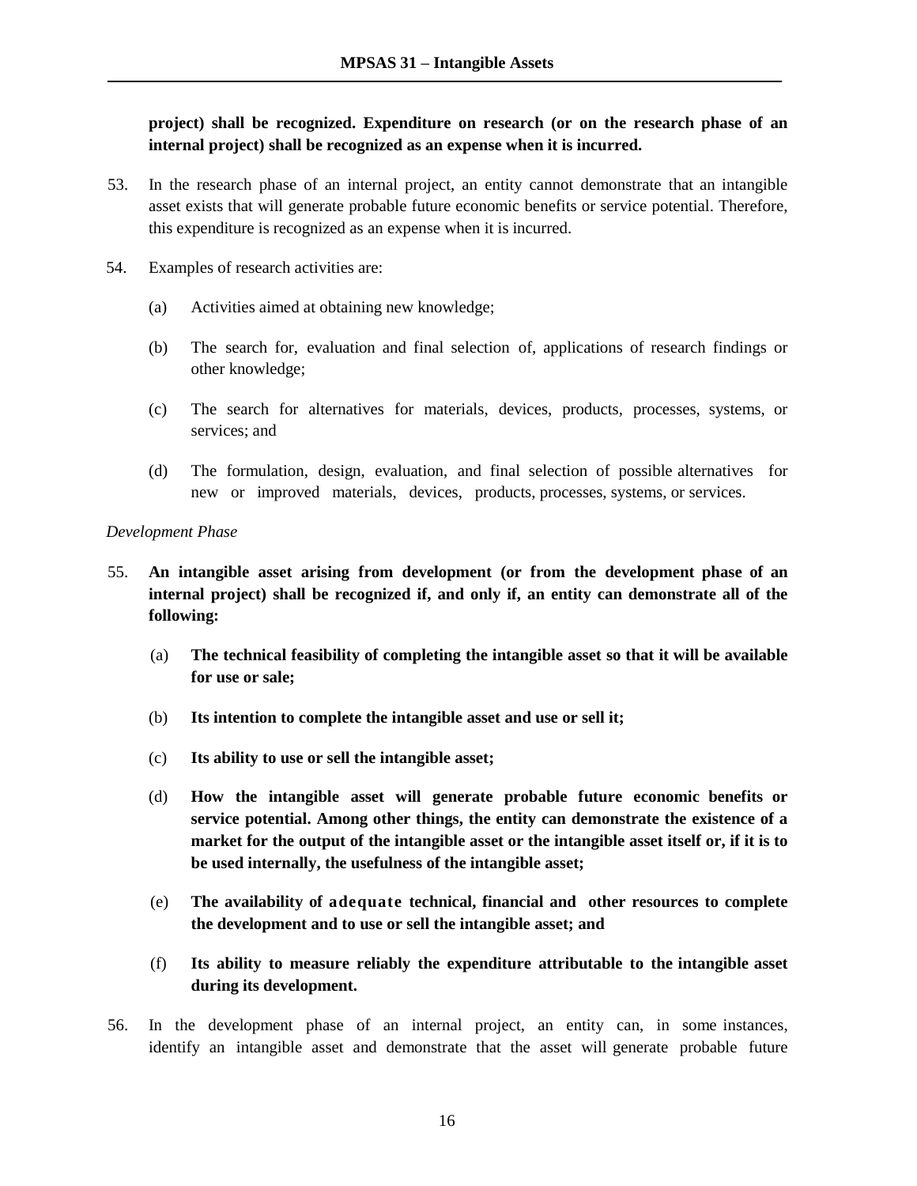**project) shall be recognized. Expenditure on research (or on the research phase of an internal project) shall be recognized as an expense when it is incurred.**

53. In the research phase of an internal project, an entity cannot demonstrate that an intangible asset exists that will generate probable future economic benefits or service potential. Therefore, this expenditure is recognized as an expense when it is incurred.

54. Examples of research activities are:

    (a) Activities aimed at obtaining new knowledge;

    (b) The search for, evaluation and final selection of, applications of research findings or other knowledge;

    (c) The search for alternatives for materials, devices, products, processes, systems, or services; and

    (d) The formulation, design, evaluation, and final selection of possible alternatives for new or improved materials, devices, products, processes, systems, or services.

*Development Phase*

55. **An intangible asset arising from development (or from the development phase of an internal project) shall be recognized if, and only if, an entity can demonstrate all of the following:**

    (a) **The technical feasibility of completing the intangible asset so that it will be available for use or sale;**

    (b) **Its intention to complete the intangible asset and use or sell it;**

    (c) **Its ability to use or sell the intangible asset;**

    (d) **How the intangible asset will generate probable future economic benefits or service potential. Among other things, the entity can demonstrate the existence of a market for the output of the intangible asset or the intangible asset itself or, if it is to be used internally, the usefulness of the intangible asset;**

    (e) **The availability of adequate technical, financial and other resources to complete the development and to use or sell the intangible asset; and**

    (f) **Its ability to measure reliably the expenditure attributable to the intangible asset during its development.**

56. In the development phase of an internal project, an entity can, in some instances, identify an intangible asset and demonstrate that the asset will generate probable future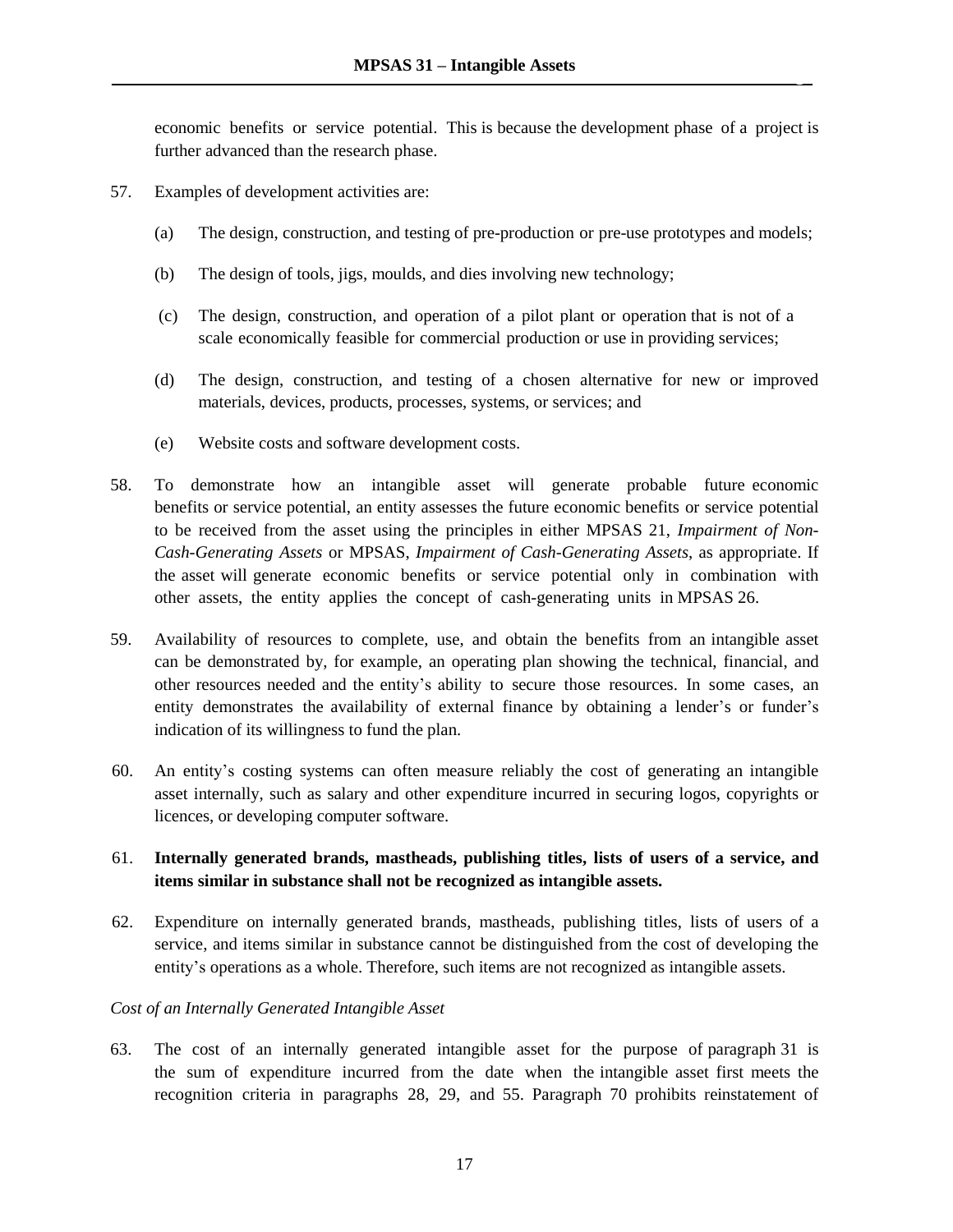economic benefits or service potential. This is because the development phase of a project is further advanced than the research phase.

57. Examples of development activities are:

 (a) The design, construction, and testing of pre-production or pre-use prototypes and models;

 (b) The design of tools, jigs, moulds, and dies involving new technology;

 (c) The design, construction, and operation of a pilot plant or operation that is not of a scale economically feasible for commercial production or use in providing services;

 (d) The design, construction, and testing of a chosen alternative for new or improved materials, devices, products, processes, systems, or services; and

 (e) Website costs and software development costs.

58. To demonstrate how an intangible asset will generate probable future economic benefits or service potential, an entity assesses the future economic benefits or service potential to be received from the asset using the principles in either MPSAS 21, *Impairment of Non-Cash-Generating Assets* or MPSAS, *Impairment of Cash-Generating Assets,* as appropriate. If the asset will generate economic benefits or service potential only in combination with other assets, the entity applies the concept of cash-generating units in MPSAS 26.

59. Availability of resources to complete, use, and obtain the benefits from an intangible asset can be demonstrated by, for example, an operating plan showing the technical, financial, and other resources needed and the entity's ability to secure those resources. In some cases, an entity demonstrates the availability of external finance by obtaining a lender's or funder's indication of its willingness to fund the plan.

60. An entity's costing systems can often measure reliably the cost of generating an intangible asset internally, such as salary and other expenditure incurred in securing logos, copyrights or licences, or developing computer software.

61. **Internally generated brands, mastheads, publishing titles, lists of users of a service, and items similar in substance shall not be recognized as intangible assets.**

62. Expenditure on internally generated brands, mastheads, publishing titles, lists of users of a service, and items similar in substance cannot be distinguished from the cost of developing the entity's operations as a whole. Therefore, such items are not recognized as intangible assets.

*Cost of an Internally Generated Intangible Asset*

63. The cost of an internally generated intangible asset for the purpose of paragraph 31 is the sum of expenditure incurred from the date when the intangible asset first meets the recognition criteria in paragraphs 28, 29, and 55. Paragraph 70 prohibits reinstatement of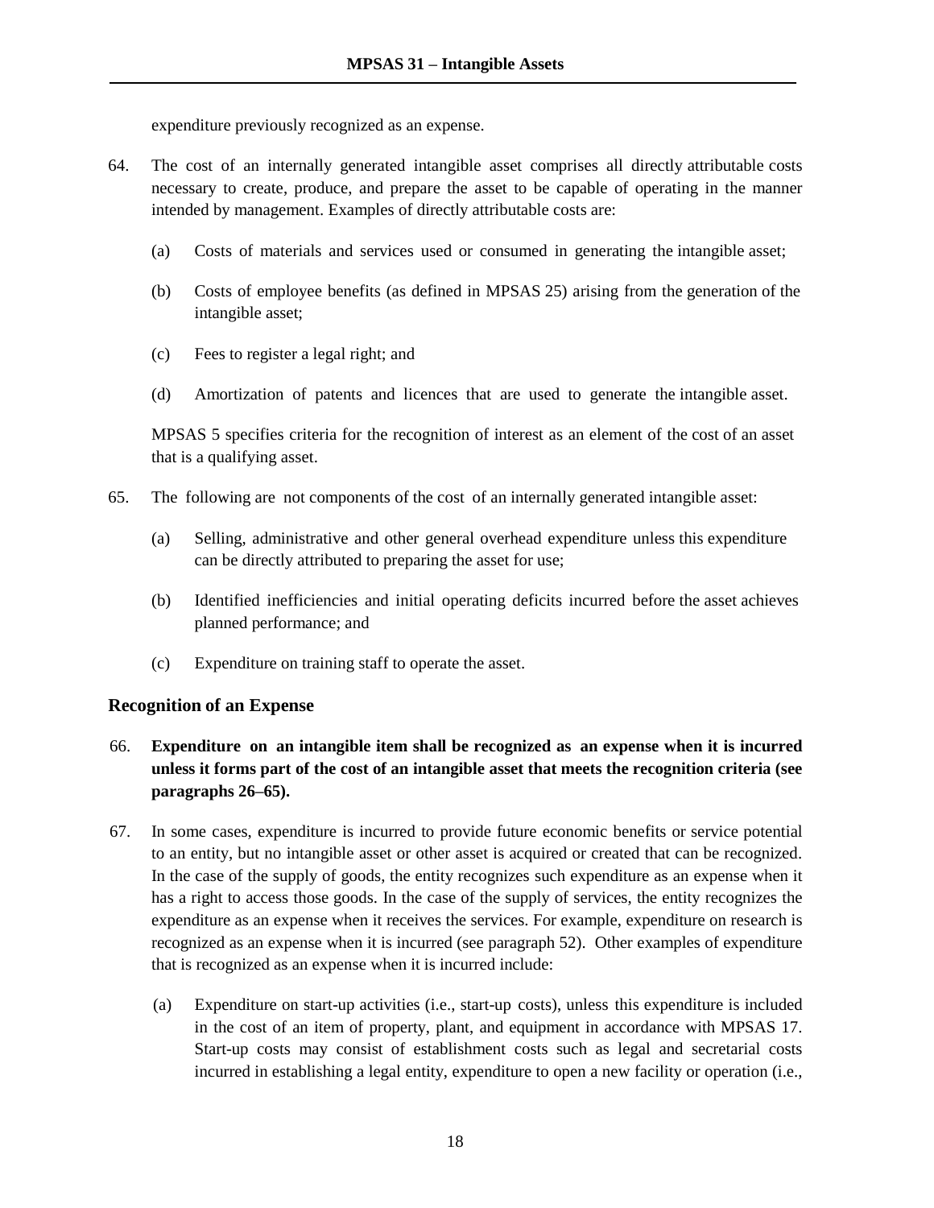expenditure previously recognized as an expense.

64. The cost of an internally generated intangible asset comprises all directly attributable costs necessary to create, produce, and prepare the asset to be capable of operating in the manner intended by management. Examples of directly attributable costs are:

    (a) Costs of materials and services used or consumed in generating the intangible asset;

    (b) Costs of employee benefits (as defined in MPSAS 25) arising from the generation of the intangible asset;

    (c) Fees to register a legal right; and

    (d) Amortization of patents and licences that are used to generate the intangible asset.

    MPSAS 5 specifies criteria for the recognition of interest as an element of the cost of an asset that is a qualifying asset.

65. The following are not components of the cost of an internally generated intangible asset:

    (a) Selling, administrative and other general overhead expenditure unless this expenditure can be directly attributed to preparing the asset for use;

    (b) Identified inefficiencies and initial operating deficits incurred before the asset achieves planned performance; and

    (c) Expenditure on training staff to operate the asset.

### Recognition of an Expense

66. **Expenditure on an intangible item shall be recognized as an expense when it is incurred unless it forms part of the cost of an intangible asset that meets the recognition criteria (see paragraphs 26–65).**

67. In some cases, expenditure is incurred to provide future economic benefits or service potential to an entity, but no intangible asset or other asset is acquired or created that can be recognized. In the case of the supply of goods, the entity recognizes such expenditure as an expense when it has a right to access those goods. In the case of the supply of services, the entity recognizes the expenditure as an expense when it receives the services. For example, expenditure on research is recognized as an expense when it is incurred (see paragraph 52). Other examples of expenditure that is recognized as an expense when it is incurred include:

    (a) Expenditure on start-up activities (i.e., start-up costs), unless this expenditure is included in the cost of an item of property, plant, and equipment in accordance with MPSAS 17. Start-up costs may consist of establishment costs such as legal and secretarial costs incurred in establishing a legal entity, expenditure to open a new facility or operation (i.e.,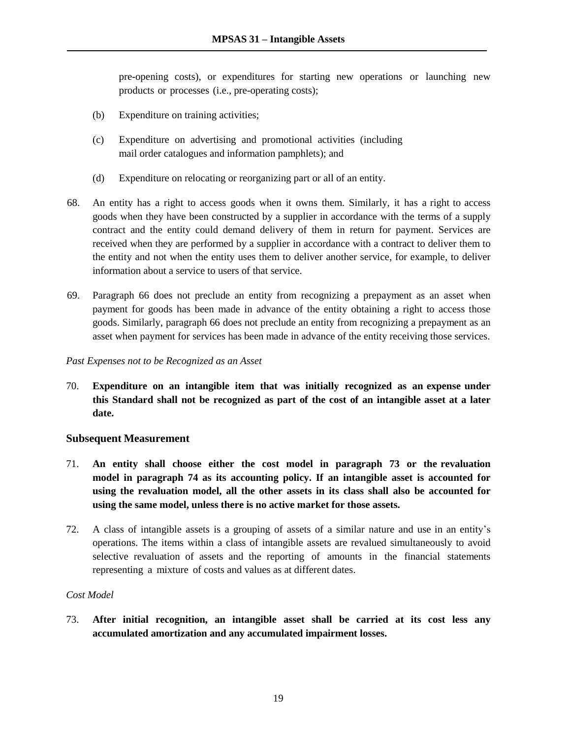pre-opening costs), or expenditures for starting new operations or launching new products or processes (i.e., pre-operating costs);

(b) Expenditure on training activities;

(c) Expenditure on advertising and promotional activities (including mail order catalogues and information pamphlets); and

(d) Expenditure on relocating or reorganizing part or all of an entity.

68. An entity has a right to access goods when it owns them. Similarly, it has a right to access goods when they have been constructed by a supplier in accordance with the terms of a supply contract and the entity could demand delivery of them in return for payment. Services are received when they are performed by a supplier in accordance with a contract to deliver them to the entity and not when the entity uses them to deliver another service, for example, to deliver information about a service to users of that service.

69. Paragraph 66 does not preclude an entity from recognizing a prepayment as an asset when payment for goods has been made in advance of the entity obtaining a right to access those goods. Similarly, paragraph 66 does not preclude an entity from recognizing a prepayment as an asset when payment for services has been made in advance of the entity receiving those services.

*Past Expenses not to be Recognized as an Asset*

70. **Expenditure on an intangible item that was initially recognized as an expense under this Standard shall not be recognized as part of the cost of an intangible asset at a later date.**

### Subsequent Measurement

71. **An entity shall choose either the cost model in paragraph 73 or the revaluation model in paragraph 74 as its accounting policy. If an intangible asset is accounted for using the revaluation model, all the other assets in its class shall also be accounted for using the same model, unless there is no active market for those assets.**

72. A class of intangible assets is a grouping of assets of a similar nature and use in an entity's operations. The items within a class of intangible assets are revalued simultaneously to avoid selective revaluation of assets and the reporting of amounts in the financial statements representing a mixture of costs and values as at different dates.

*Cost Model*

73. **After initial recognition, an intangible asset shall be carried at its cost less any accumulated amortization and any accumulated impairment losses.**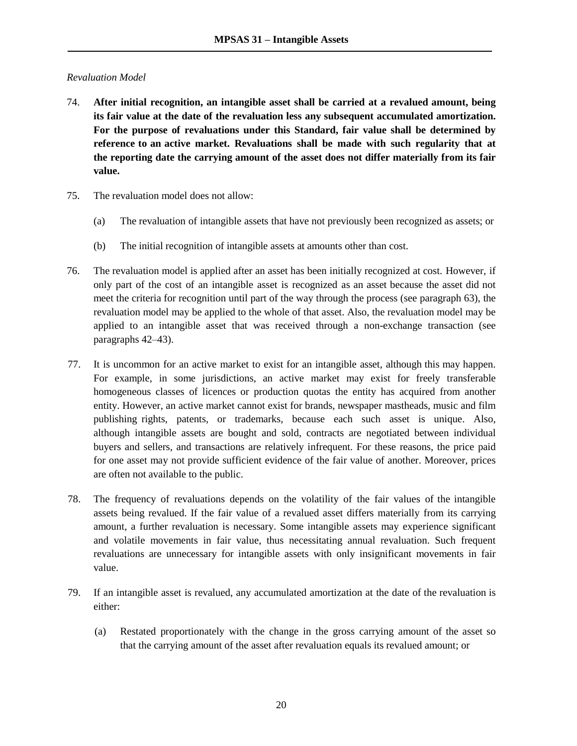*Revaluation Model*

74. **After initial recognition, an intangible asset shall be carried at a revalued amount, being its fair value at the date of the revaluation less any subsequent accumulated amortization. For the purpose of revaluations under this Standard, fair value shall be determined by reference to an active market. Revaluations shall be made with such regularity that at the reporting date the carrying amount of the asset does not differ materially from its fair value.**

75. The revaluation model does not allow:

    (a) The revaluation of intangible assets that have not previously been recognized as assets; or

    (b) The initial recognition of intangible assets at amounts other than cost.

76. The revaluation model is applied after an asset has been initially recognized at cost. However, if only part of the cost of an intangible asset is recognized as an asset because the asset did not meet the criteria for recognition until part of the way through the process (see paragraph 63), the revaluation model may be applied to the whole of that asset. Also, the revaluation model may be applied to an intangible asset that was received through a non-exchange transaction (see paragraphs 42–43).

77. It is uncommon for an active market to exist for an intangible asset, although this may happen. For example, in some jurisdictions, an active market may exist for freely transferable homogeneous classes of licences or production quotas the entity has acquired from another entity. However, an active market cannot exist for brands, newspaper mastheads, music and film publishing rights, patents, or trademarks, because each such asset is unique. Also, although intangible assets are bought and sold, contracts are negotiated between individual buyers and sellers, and transactions are relatively infrequent. For these reasons, the price paid for one asset may not provide sufficient evidence of the fair value of another. Moreover, prices are often not available to the public.

78. The frequency of revaluations depends on the volatility of the fair values of the intangible assets being revalued. If the fair value of a revalued asset differs materially from its carrying amount, a further revaluation is necessary. Some intangible assets may experience significant and volatile movements in fair value, thus necessitating annual revaluation. Such frequent revaluations are unnecessary for intangible assets with only insignificant movements in fair value.

79. If an intangible asset is revalued, any accumulated amortization at the date of the revaluation is either:

    (a) Restated proportionately with the change in the gross carrying amount of the asset so that the carrying amount of the asset after revaluation equals its revalued amount; or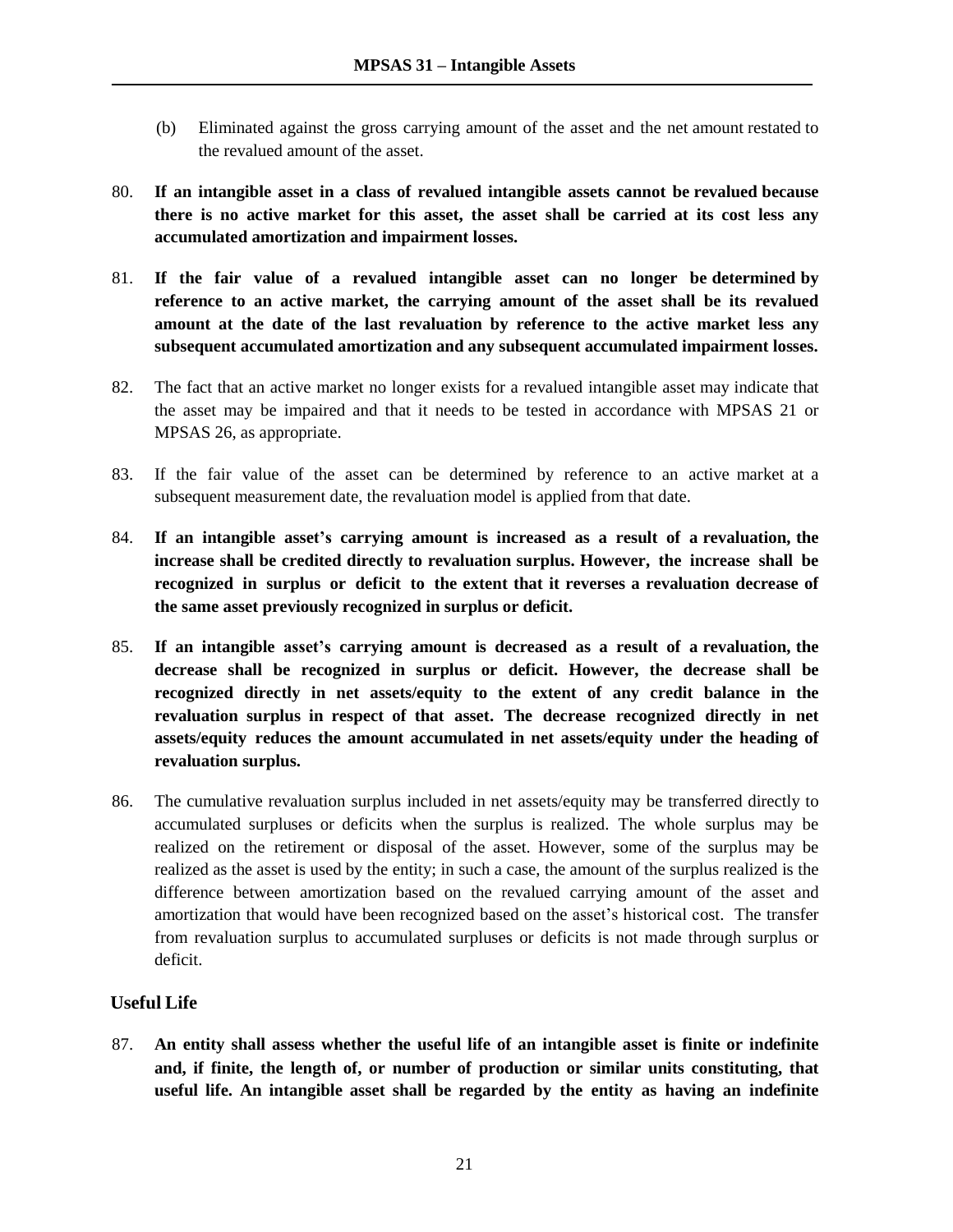(b) Eliminated against the gross carrying amount of the asset and the net amount restated to the revalued amount of the asset.

80. **If an intangible asset in a class of revalued intangible assets cannot be revalued because there is no active market for this asset, the asset shall be carried at its cost less any accumulated amortization and impairment losses.**

81. **If the fair value of a revalued intangible asset can no longer be determined by reference to an active market, the carrying amount of the asset shall be its revalued amount at the date of the last revaluation by reference to the active market less any subsequent accumulated amortization and any subsequent accumulated impairment losses.**

82. The fact that an active market no longer exists for a revalued intangible asset may indicate that the asset may be impaired and that it needs to be tested in accordance with MPSAS 21 or MPSAS 26, as appropriate.

83. If the fair value of the asset can be determined by reference to an active market at a subsequent measurement date, the revaluation model is applied from that date.

84. **If an intangible asset's carrying amount is increased as a result of a revaluation, the increase shall be credited directly to revaluation surplus. However, the increase shall be recognized in surplus or deficit to the extent that it reverses a revaluation decrease of the same asset previously recognized in surplus or deficit.**

85. **If an intangible asset's carrying amount is decreased as a result of a revaluation, the decrease shall be recognized in surplus or deficit. However, the decrease shall be recognized directly in net assets/equity to the extent of any credit balance in the revaluation surplus in respect of that asset. The decrease recognized directly in net assets/equity reduces the amount accumulated in net assets/equity under the heading of revaluation surplus.**

86. The cumulative revaluation surplus included in net assets/equity may be transferred directly to accumulated surpluses or deficits when the surplus is realized. The whole surplus may be realized on the retirement or disposal of the asset. However, some of the surplus may be realized as the asset is used by the entity; in such a case, the amount of the surplus realized is the difference between amortization based on the revalued carrying amount of the asset and amortization that would have been recognized based on the asset's historical cost. The transfer from revaluation surplus to accumulated surpluses or deficits is not made through surplus or deficit.

### Useful Life

87. **An entity shall assess whether the useful life of an intangible asset is finite or indefinite and, if finite, the length of, or number of production or similar units constituting, that useful life. An intangible asset shall be regarded by the entity as having an indefinite**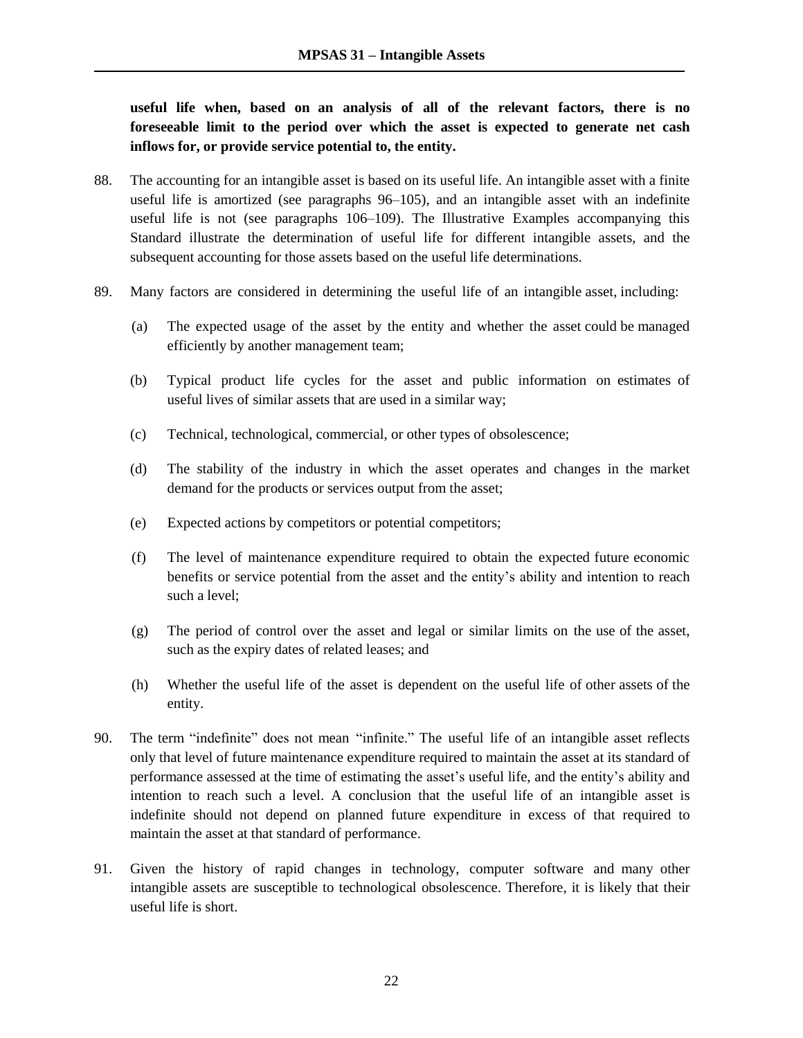**useful life when, based on an analysis of all of the relevant factors, there is no foreseeable limit to the period over which the asset is expected to generate net cash inflows for, or provide service potential to, the entity.**

88. The accounting for an intangible asset is based on its useful life. An intangible asset with a finite useful life is amortized (see paragraphs 96–105), and an intangible asset with an indefinite useful life is not (see paragraphs 106–109). The Illustrative Examples accompanying this Standard illustrate the determination of useful life for different intangible assets, and the subsequent accounting for those assets based on the useful life determinations.

89. Many factors are considered in determining the useful life of an intangible asset, including:

    (a) The expected usage of the asset by the entity and whether the asset could be managed efficiently by another management team;

    (b) Typical product life cycles for the asset and public information on estimates of useful lives of similar assets that are used in a similar way;

    (c) Technical, technological, commercial, or other types of obsolescence;

    (d) The stability of the industry in which the asset operates and changes in the market demand for the products or services output from the asset;

    (e) Expected actions by competitors or potential competitors;

    (f) The level of maintenance expenditure required to obtain the expected future economic benefits or service potential from the asset and the entity's ability and intention to reach such a level;

    (g) The period of control over the asset and legal or similar limits on the use of the asset, such as the expiry dates of related leases; and

    (h) Whether the useful life of the asset is dependent on the useful life of other assets of the entity.

90. The term "indefinite" does not mean "infinite." The useful life of an intangible asset reflects only that level of future maintenance expenditure required to maintain the asset at its standard of performance assessed at the time of estimating the asset's useful life, and the entity's ability and intention to reach such a level. A conclusion that the useful life of an intangible asset is indefinite should not depend on planned future expenditure in excess of that required to maintain the asset at that standard of performance.

91. Given the history of rapid changes in technology, computer software and many other intangible assets are susceptible to technological obsolescence. Therefore, it is likely that their useful life is short.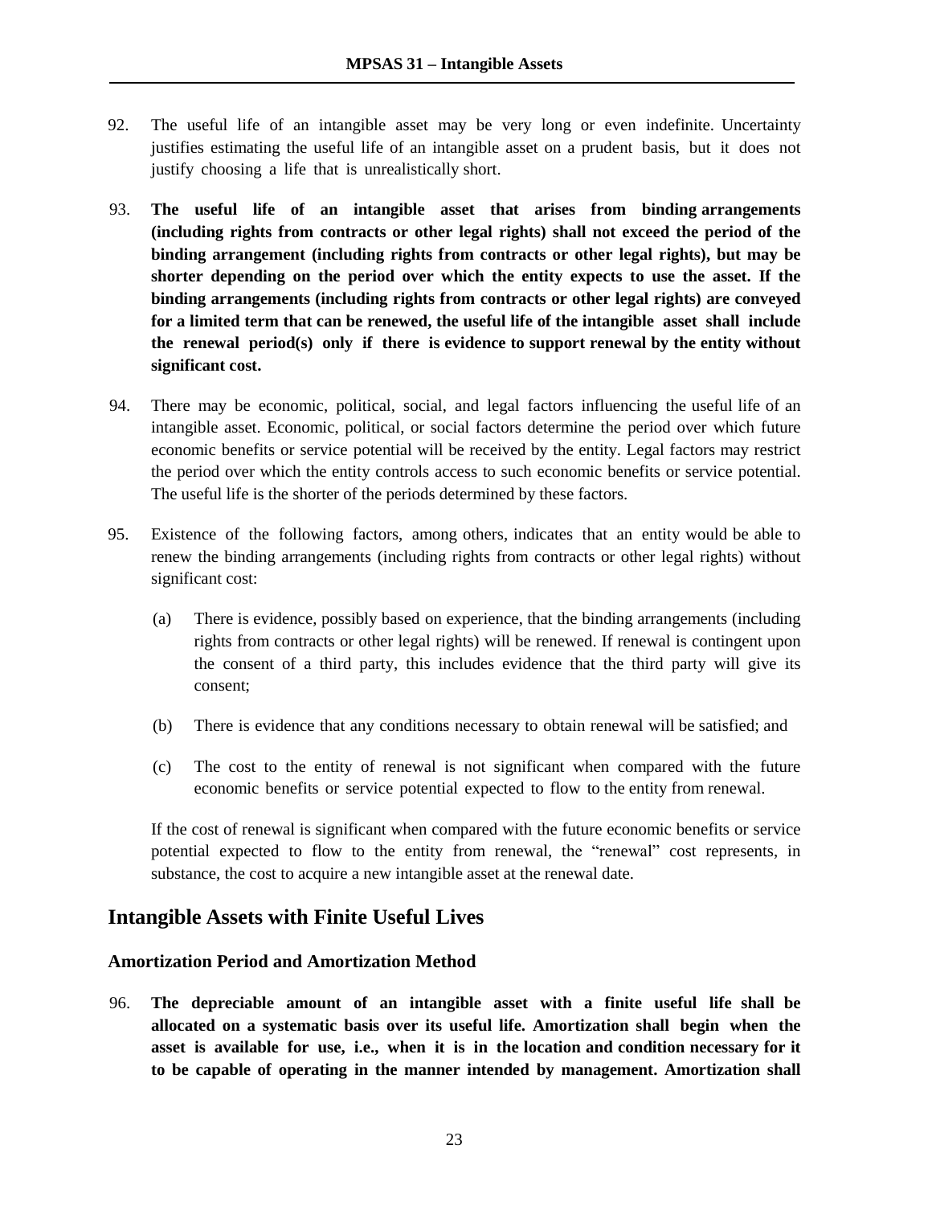92. The useful life of an intangible asset may be very long or even indefinite. Uncertainty justifies estimating the useful life of an intangible asset on a prudent basis, but it does not justify choosing a life that is unrealistically short.

93. **The useful life of an intangible asset that arises from binding arrangements (including rights from contracts or other legal rights) shall not exceed the period of the binding arrangement (including rights from contracts or other legal rights), but may be shorter depending on the period over which the entity expects to use the asset. If the binding arrangements (including rights from contracts or other legal rights) are conveyed for a limited term that can be renewed, the useful life of the intangible asset shall include the renewal period(s) only if there is evidence to support renewal by the entity without significant cost.**

94. There may be economic, political, social, and legal factors influencing the useful life of an intangible asset. Economic, political, or social factors determine the period over which future economic benefits or service potential will be received by the entity. Legal factors may restrict the period over which the entity controls access to such economic benefits or service potential. The useful life is the shorter of the periods determined by these factors.

95. Existence of the following factors, among others, indicates that an entity would be able to renew the binding arrangements (including rights from contracts or other legal rights) without significant cost:

    (a) There is evidence, possibly based on experience, that the binding arrangements (including rights from contracts or other legal rights) will be renewed. If renewal is contingent upon the consent of a third party, this includes evidence that the third party will give its consent;

    (b) There is evidence that any conditions necessary to obtain renewal will be satisfied; and

    (c) The cost to the entity of renewal is not significant when compared with the future economic benefits or service potential expected to flow to the entity from renewal.

    If the cost of renewal is significant when compared with the future economic benefits or service potential expected to flow to the entity from renewal, the "renewal" cost represents, in substance, the cost to acquire a new intangible asset at the renewal date.

## Intangible Assets with Finite Useful Lives

### Amortization Period and Amortization Method

96. **The depreciable amount of an intangible asset with a finite useful life shall be allocated on a systematic basis over its useful life. Amortization shall begin when the asset is available for use, i.e., when it is in the location and condition necessary for it to be capable of operating in the manner intended by management. Amortization shall**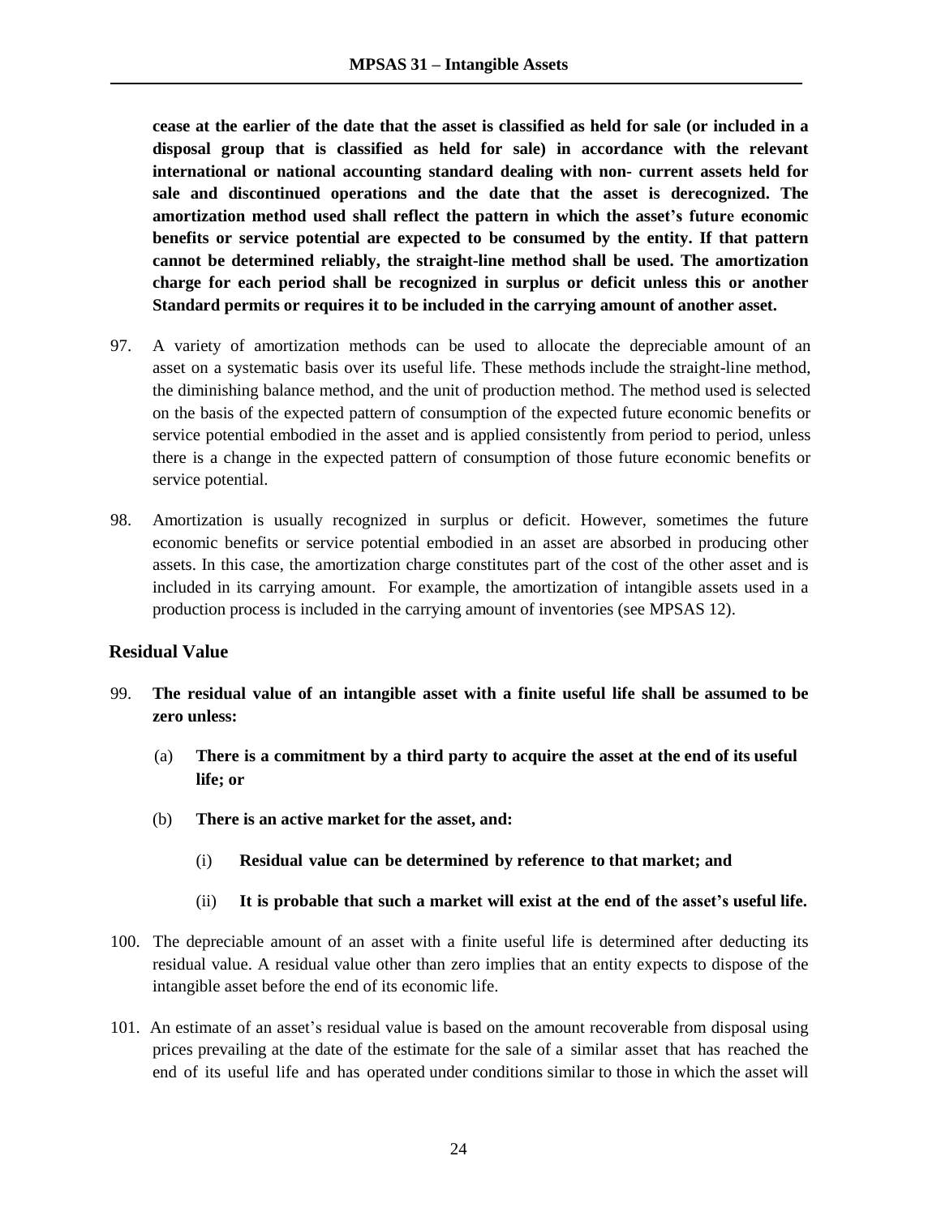**cease at the earlier of the date that the asset is classified as held for sale (or included in a disposal group that is classified as held for sale) in accordance with the relevant international or national accounting standard dealing with non- current assets held for sale and discontinued operations and the date that the asset is derecognized. The amortization method used shall reflect the pattern in which the asset's future economic benefits or service potential are expected to be consumed by the entity. If that pattern cannot be determined reliably, the straight-line method shall be used. The amortization charge for each period shall be recognized in surplus or deficit unless this or another Standard permits or requires it to be included in the carrying amount of another asset.**

97. A variety of amortization methods can be used to allocate the depreciable amount of an asset on a systematic basis over its useful life. These methods include the straight-line method, the diminishing balance method, and the unit of production method. The method used is selected on the basis of the expected pattern of consumption of the expected future economic benefits or service potential embodied in the asset and is applied consistently from period to period, unless there is a change in the expected pattern of consumption of those future economic benefits or service potential.

98. Amortization is usually recognized in surplus or deficit. However, sometimes the future economic benefits or service potential embodied in an asset are absorbed in producing other assets. In this case, the amortization charge constitutes part of the cost of the other asset and is included in its carrying amount. For example, the amortization of intangible assets used in a production process is included in the carrying amount of inventories (see MPSAS 12).

### Residual Value

99. **The residual value of an intangible asset with a finite useful life shall be assumed to be zero unless:**

    (a) **There is a commitment by a third party to acquire the asset at the end of its useful life; or**

    (b) **There is an active market for the asset, and:**

        (i) **Residual value can be determined by reference to that market; and**

        (ii) **It is probable that such a market will exist at the end of the asset's useful life.**

100. The depreciable amount of an asset with a finite useful life is determined after deducting its residual value. A residual value other than zero implies that an entity expects to dispose of the intangible asset before the end of its economic life.

101. An estimate of an asset's residual value is based on the amount recoverable from disposal using prices prevailing at the date of the estimate for the sale of a similar asset that has reached the end of its useful life and has operated under conditions similar to those in which the asset will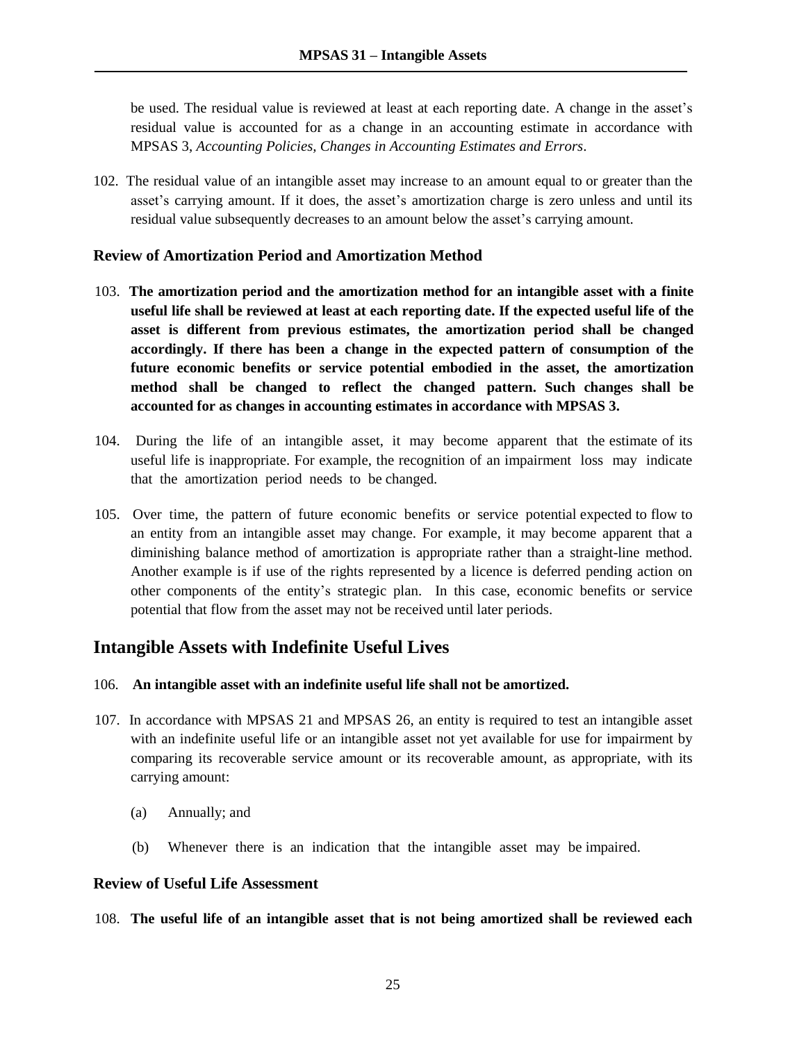be used. The residual value is reviewed at least at each reporting date. A change in the asset's residual value is accounted for as a change in an accounting estimate in accordance with MPSAS 3, *Accounting Policies, Changes in Accounting Estimates and Errors*.

102. The residual value of an intangible asset may increase to an amount equal to or greater than the asset's carrying amount. If it does, the asset's amortization charge is zero unless and until its residual value subsequently decreases to an amount below the asset's carrying amount.

### Review of Amortization Period and Amortization Method

103. **The amortization period and the amortization method for an intangible asset with a finite useful life shall be reviewed at least at each reporting date. If the expected useful life of the asset is different from previous estimates, the amortization period shall be changed accordingly. If there has been a change in the expected pattern of consumption of the future economic benefits or service potential embodied in the asset, the amortization method shall be changed to reflect the changed pattern. Such changes shall be accounted for as changes in accounting estimates in accordance with MPSAS 3.**

104. During the life of an intangible asset, it may become apparent that the estimate of its useful life is inappropriate. For example, the recognition of an impairment loss may indicate that the amortization period needs to be changed.

105. Over time, the pattern of future economic benefits or service potential expected to flow to an entity from an intangible asset may change. For example, it may become apparent that a diminishing balance method of amortization is appropriate rather than a straight-line method. Another example is if use of the rights represented by a licence is deferred pending action on other components of the entity's strategic plan. In this case, economic benefits or service potential that flow from the asset may not be received until later periods.

## Intangible Assets with Indefinite Useful Lives

106. **An intangible asset with an indefinite useful life shall not be amortized.**

107. In accordance with MPSAS 21 and MPSAS 26, an entity is required to test an intangible asset with an indefinite useful life or an intangible asset not yet available for use for impairment by comparing its recoverable service amount or its recoverable amount, as appropriate, with its carrying amount:

   (a) Annually; and

   (b) Whenever there is an indication that the intangible asset may be impaired.

### Review of Useful Life Assessment

108. **The useful life of an intangible asset that is not being amortized shall be reviewed each**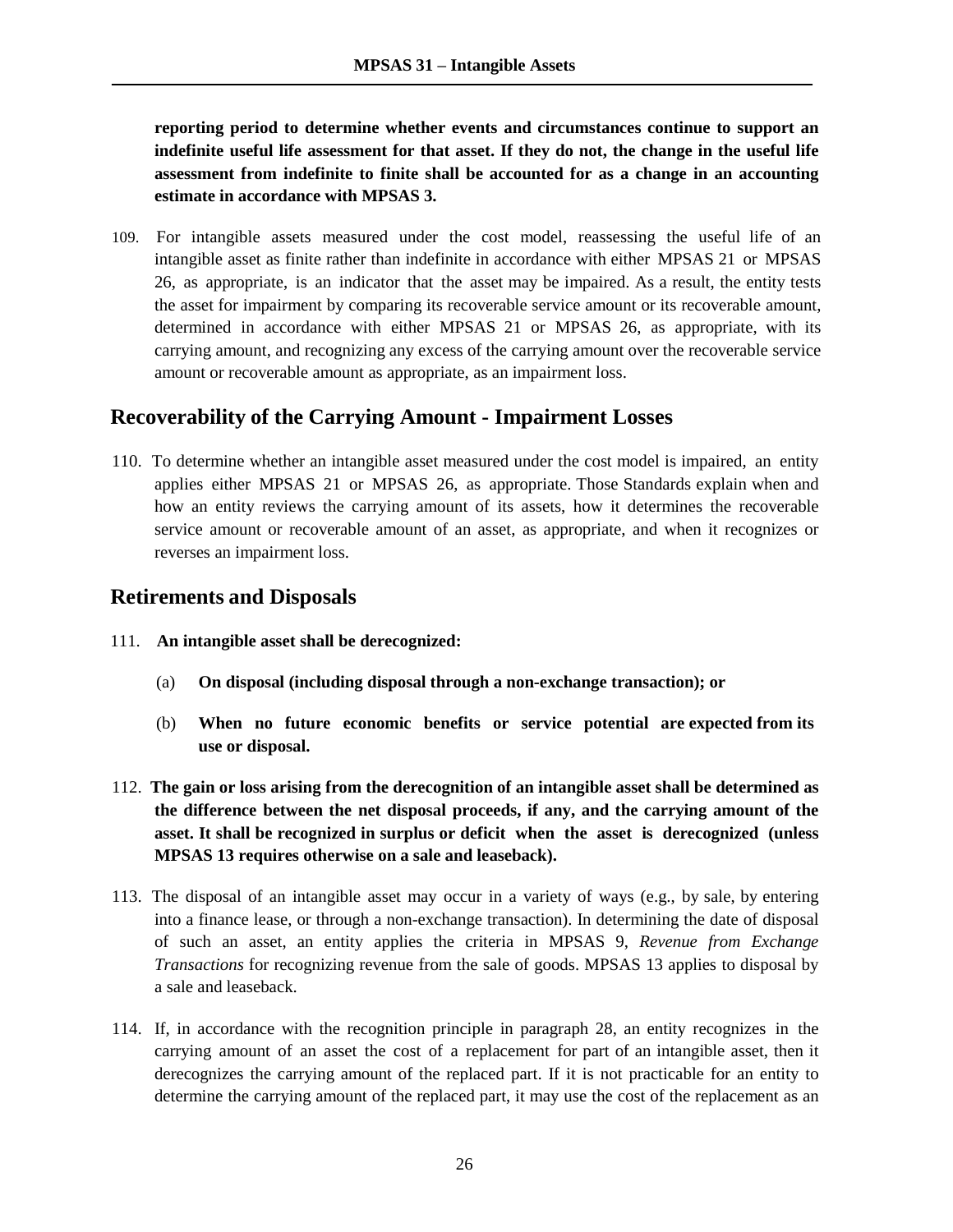**reporting period to determine whether events and circumstances continue to support an indefinite useful life assessment for that asset. If they do not, the change in the useful life assessment from indefinite to finite shall be accounted for as a change in an accounting estimate in accordance with MPSAS 3.**

109. For intangible assets measured under the cost model, reassessing the useful life of an intangible asset as finite rather than indefinite in accordance with either MPSAS 21 or MPSAS 26, as appropriate, is an indicator that the asset may be impaired. As a result, the entity tests the asset for impairment by comparing its recoverable service amount or its recoverable amount, determined in accordance with either MPSAS 21 or MPSAS 26, as appropriate, with its carrying amount, and recognizing any excess of the carrying amount over the recoverable service amount or recoverable amount as appropriate, as an impairment loss.

## Recoverability of the Carrying Amount - Impairment Losses

110. To determine whether an intangible asset measured under the cost model is impaired, an entity applies either MPSAS 21 or MPSAS 26, as appropriate. Those Standards explain when and how an entity reviews the carrying amount of its assets, how it determines the recoverable service amount or recoverable amount of an asset, as appropriate, and when it recognizes or reverses an impairment loss.

## Retirements and Disposals

111. **An intangible asset shall be derecognized:**

    (a) **On disposal (including disposal through a non-exchange transaction); or**

    (b) **When no future economic benefits or service potential are expected from its use or disposal.**

112. **The gain or loss arising from the derecognition of an intangible asset shall be determined as the difference between the net disposal proceeds, if any, and the carrying amount of the asset. It shall be recognized in surplus or deficit when the asset is derecognized (unless MPSAS 13 requires otherwise on a sale and leaseback).**

113. The disposal of an intangible asset may occur in a variety of ways (e.g., by sale, by entering into a finance lease, or through a non-exchange transaction). In determining the date of disposal of such an asset, an entity applies the criteria in MPSAS 9, *Revenue from Exchange Transactions* for recognizing revenue from the sale of goods. MPSAS 13 applies to disposal by a sale and leaseback.

114. If, in accordance with the recognition principle in paragraph 28, an entity recognizes in the carrying amount of an asset the cost of a replacement for part of an intangible asset, then it derecognizes the carrying amount of the replaced part. If it is not practicable for an entity to determine the carrying amount of the replaced part, it may use the cost of the replacement as an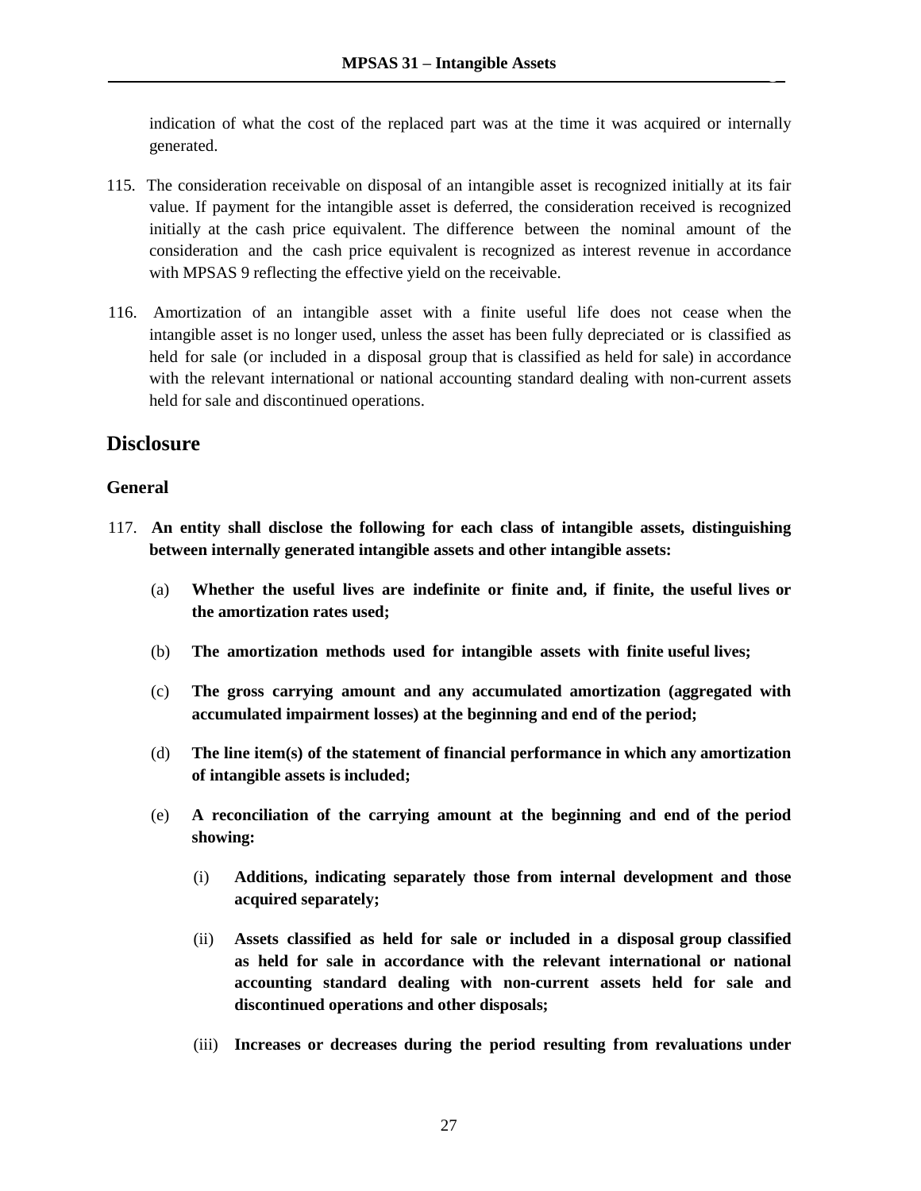indication of what the cost of the replaced part was at the time it was acquired or internally generated.

115. The consideration receivable on disposal of an intangible asset is recognized initially at its fair value. If payment for the intangible asset is deferred, the consideration received is recognized initially at the cash price equivalent. The difference between the nominal amount of the consideration and the cash price equivalent is recognized as interest revenue in accordance with MPSAS 9 reflecting the effective yield on the receivable.

116. Amortization of an intangible asset with a finite useful life does not cease when the intangible asset is no longer used, unless the asset has been fully depreciated or is classified as held for sale (or included in a disposal group that is classified as held for sale) in accordance with the relevant international or national accounting standard dealing with non-current assets held for sale and discontinued operations.

## Disclosure

### General

117. **An entity shall disclose the following for each class of intangible assets, distinguishing between internally generated intangible assets and other intangible assets:**

   (a) **Whether the useful lives are indefinite or finite and, if finite, the useful lives or the amortization rates used;**

   (b) **The amortization methods used for intangible assets with finite useful lives;**

   (c) **The gross carrying amount and any accumulated amortization (aggregated with accumulated impairment losses) at the beginning and end of the period;**

   (d) **The line item(s) of the statement of financial performance in which any amortization of intangible assets is included;**

   (e) **A reconciliation of the carrying amount at the beginning and end of the period showing:**

      (i) **Additions, indicating separately those from internal development and those acquired separately;**

      (ii) **Assets classified as held for sale or included in a disposal group classified as held for sale in accordance with the relevant international or national accounting standard dealing with non-current assets held for sale and discontinued operations and other disposals;**

      (iii) **Increases or decreases during the period resulting from revaluations under**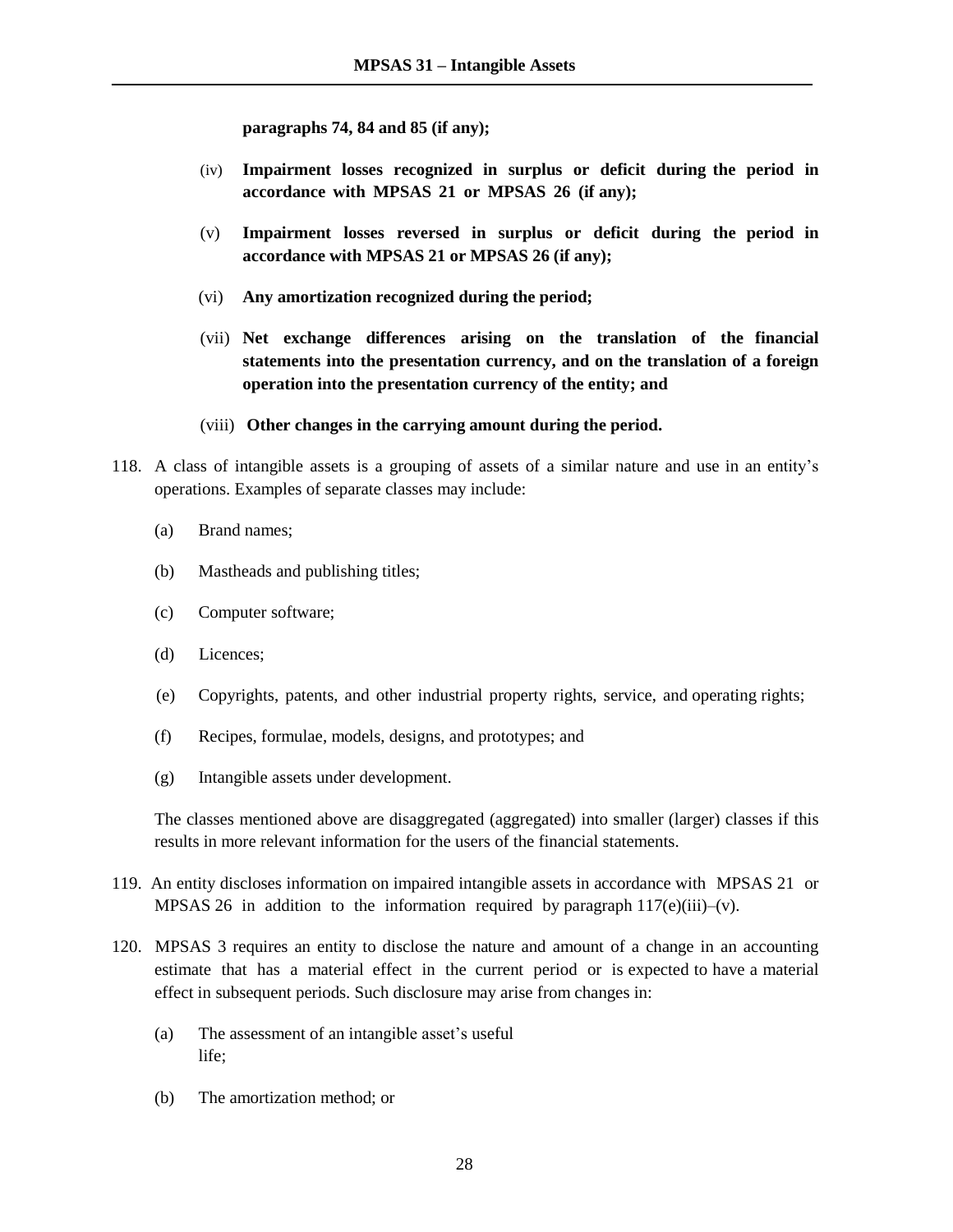**paragraphs 74, 84 and 85 (if any);**

(iv) **Impairment losses recognized in surplus or deficit during the period in accordance with MPSAS 21 or MPSAS 26 (if any);**

(v) **Impairment losses reversed in surplus or deficit during the period in accordance with MPSAS 21 or MPSAS 26 (if any);**

(vi) **Any amortization recognized during the period;**

(vii) **Net exchange differences arising on the translation of the financial statements into the presentation currency, and on the translation of a foreign operation into the presentation currency of the entity; and**

(viii) **Other changes in the carrying amount during the period.**

118. A class of intangible assets is a grouping of assets of a similar nature and use in an entity's operations. Examples of separate classes may include:

(a) Brand names;

(b) Mastheads and publishing titles;

(c) Computer software;

(d) Licences;

(e) Copyrights, patents, and other industrial property rights, service, and operating rights;

(f) Recipes, formulae, models, designs, and prototypes; and

(g) Intangible assets under development.

The classes mentioned above are disaggregated (aggregated) into smaller (larger) classes if this results in more relevant information for the users of the financial statements.

119. An entity discloses information on impaired intangible assets in accordance with MPSAS 21 or MPSAS 26 in addition to the information required by paragraph 117(e)(iii)–(v).

120. MPSAS 3 requires an entity to disclose the nature and amount of a change in an accounting estimate that has a material effect in the current period or is expected to have a material effect in subsequent periods. Such disclosure may arise from changes in:

(a) The assessment of an intangible asset's useful life;

(b) The amortization method; or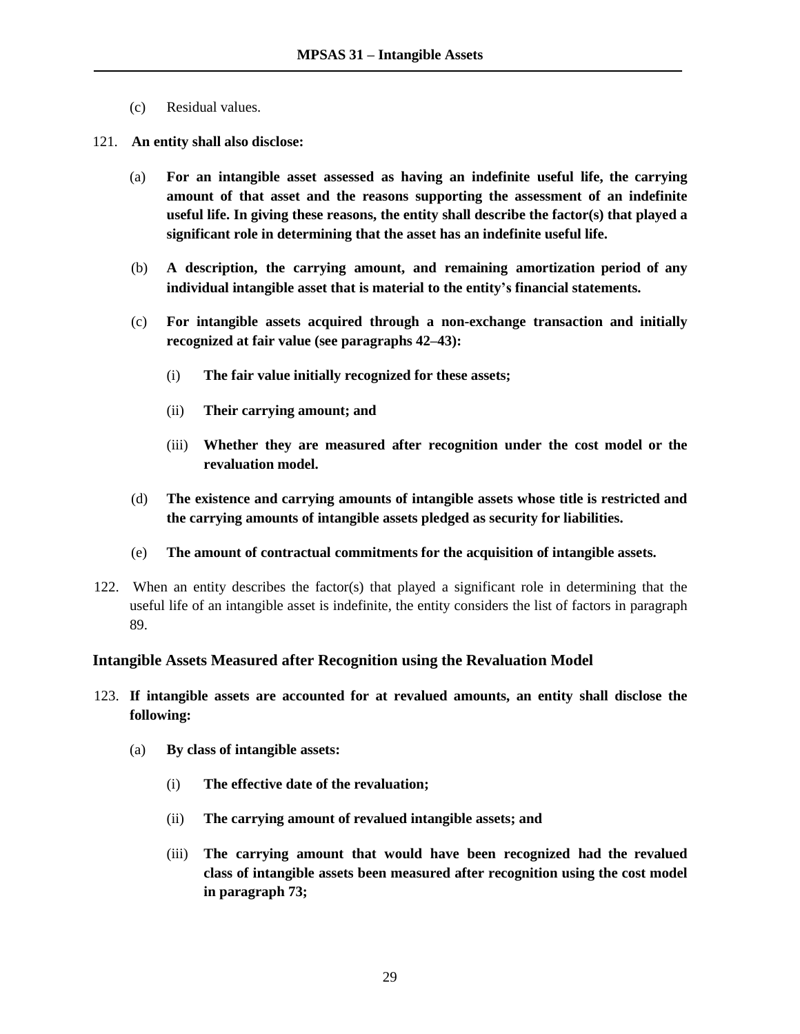(c) Residual values.

121. **An entity shall also disclose:**

   (a) **For an intangible asset assessed as having an indefinite useful life, the carrying amount of that asset and the reasons supporting the assessment of an indefinite useful life. In giving these reasons, the entity shall describe the factor(s) that played a significant role in determining that the asset has an indefinite useful life.**

   (b) **A description, the carrying amount, and remaining amortization period of any individual intangible asset that is material to the entity's financial statements.**

   (c) **For intangible assets acquired through a non-exchange transaction and initially recognized at fair value (see paragraphs 42–43):**

      (i) **The fair value initially recognized for these assets;**

      (ii) **Their carrying amount; and**

      (iii) **Whether they are measured after recognition under the cost model or the revaluation model.**

   (d) **The existence and carrying amounts of intangible assets whose title is restricted and the carrying amounts of intangible assets pledged as security for liabilities.**

   (e) **The amount of contractual commitments for the acquisition of intangible assets.**

122. When an entity describes the factor(s) that played a significant role in determining that the useful life of an intangible asset is indefinite, the entity considers the list of factors in paragraph 89.

### Intangible Assets Measured after Recognition using the Revaluation Model

123. **If intangible assets are accounted for at revalued amounts, an entity shall disclose the following:**

   (a) **By class of intangible assets:**

      (i) **The effective date of the revaluation;**

      (ii) **The carrying amount of revalued intangible assets; and**

      (iii) **The carrying amount that would have been recognized had the revalued class of intangible assets been measured after recognition using the cost model in paragraph 73;**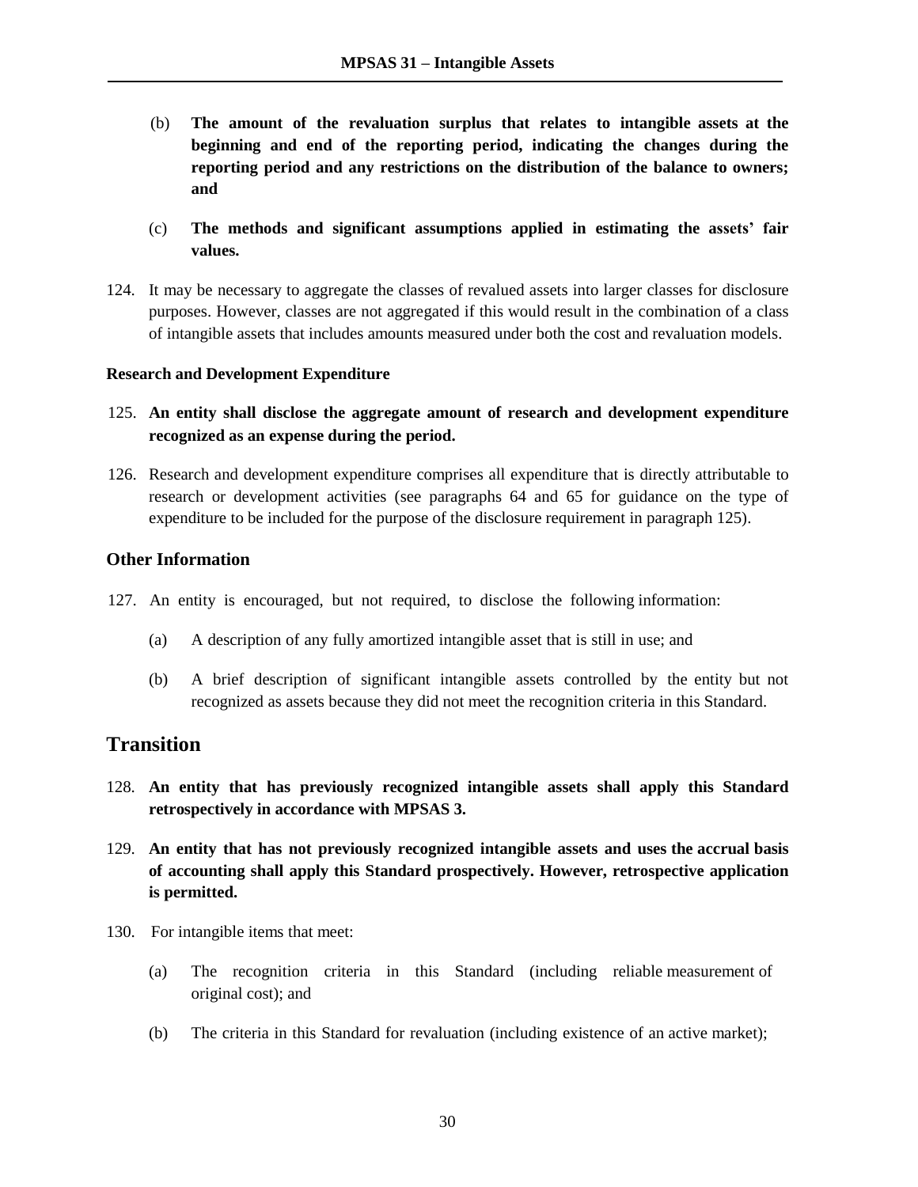(b) **The amount of the revaluation surplus that relates to intangible assets at the beginning and end of the reporting period, indicating the changes during the reporting period and any restrictions on the distribution of the balance to owners; and**

(c) **The methods and significant assumptions applied in estimating the assets' fair values.**

124. It may be necessary to aggregate the classes of revalued assets into larger classes for disclosure purposes. However, classes are not aggregated if this would result in the combination of a class of intangible assets that includes amounts measured under both the cost and revaluation models.

#### Research and Development Expenditure

125. **An entity shall disclose the aggregate amount of research and development expenditure recognized as an expense during the period.**

126. Research and development expenditure comprises all expenditure that is directly attributable to research or development activities (see paragraphs 64 and 65 for guidance on the type of expenditure to be included for the purpose of the disclosure requirement in paragraph 125).

### Other Information

127. An entity is encouraged, but not required, to disclose the following information:

(a) A description of any fully amortized intangible asset that is still in use; and

(b) A brief description of significant intangible assets controlled by the entity but not recognized as assets because they did not meet the recognition criteria in this Standard.

## Transition

128. **An entity that has previously recognized intangible assets shall apply this Standard retrospectively in accordance with MPSAS 3.**

129. **An entity that has not previously recognized intangible assets and uses the accrual basis of accounting shall apply this Standard prospectively. However, retrospective application is permitted.**

130. For intangible items that meet:

(a) The recognition criteria in this Standard (including reliable measurement of original cost); and

(b) The criteria in this Standard for revaluation (including existence of an active market);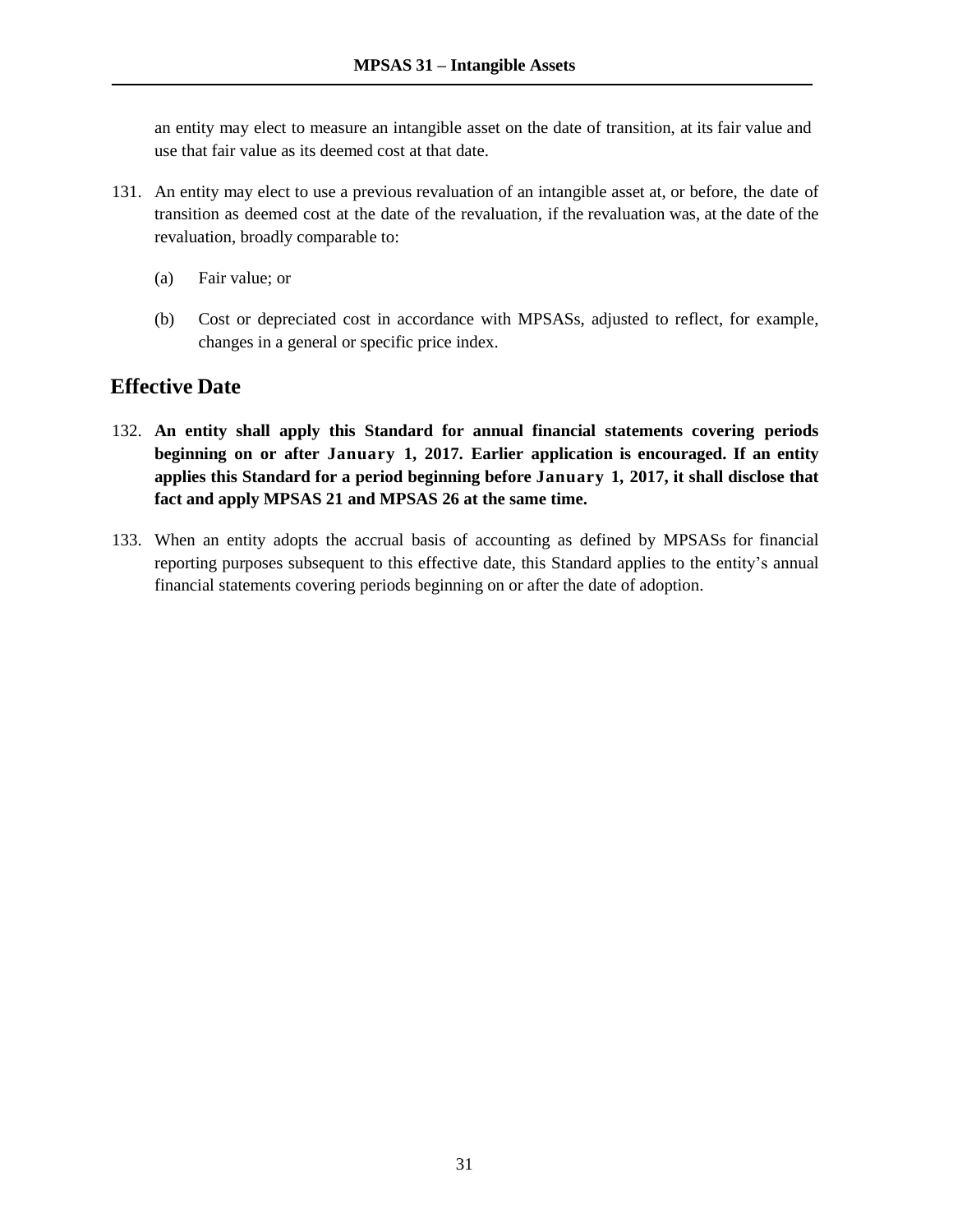an entity may elect to measure an intangible asset on the date of transition, at its fair value and use that fair value as its deemed cost at that date.

131. An entity may elect to use a previous revaluation of an intangible asset at, or before, the date of transition as deemed cost at the date of the revaluation, if the revaluation was, at the date of the revaluation, broadly comparable to:

    (a) Fair value; or

    (b) Cost or depreciated cost in accordance with MPSASs, adjusted to reflect, for example, changes in a general or specific price index.

## Effective Date

132. **An entity shall apply this Standard for annual financial statements covering periods beginning on or after January 1, 2017. Earlier application is encouraged. If an entity applies this Standard for a period beginning before January 1, 2017, it shall disclose that fact and apply MPSAS 21 and MPSAS 26 at the same time.**

133. When an entity adopts the accrual basis of accounting as defined by MPSASs for financial reporting purposes subsequent to this effective date, this Standard applies to the entity's annual financial statements covering periods beginning on or after the date of adoption.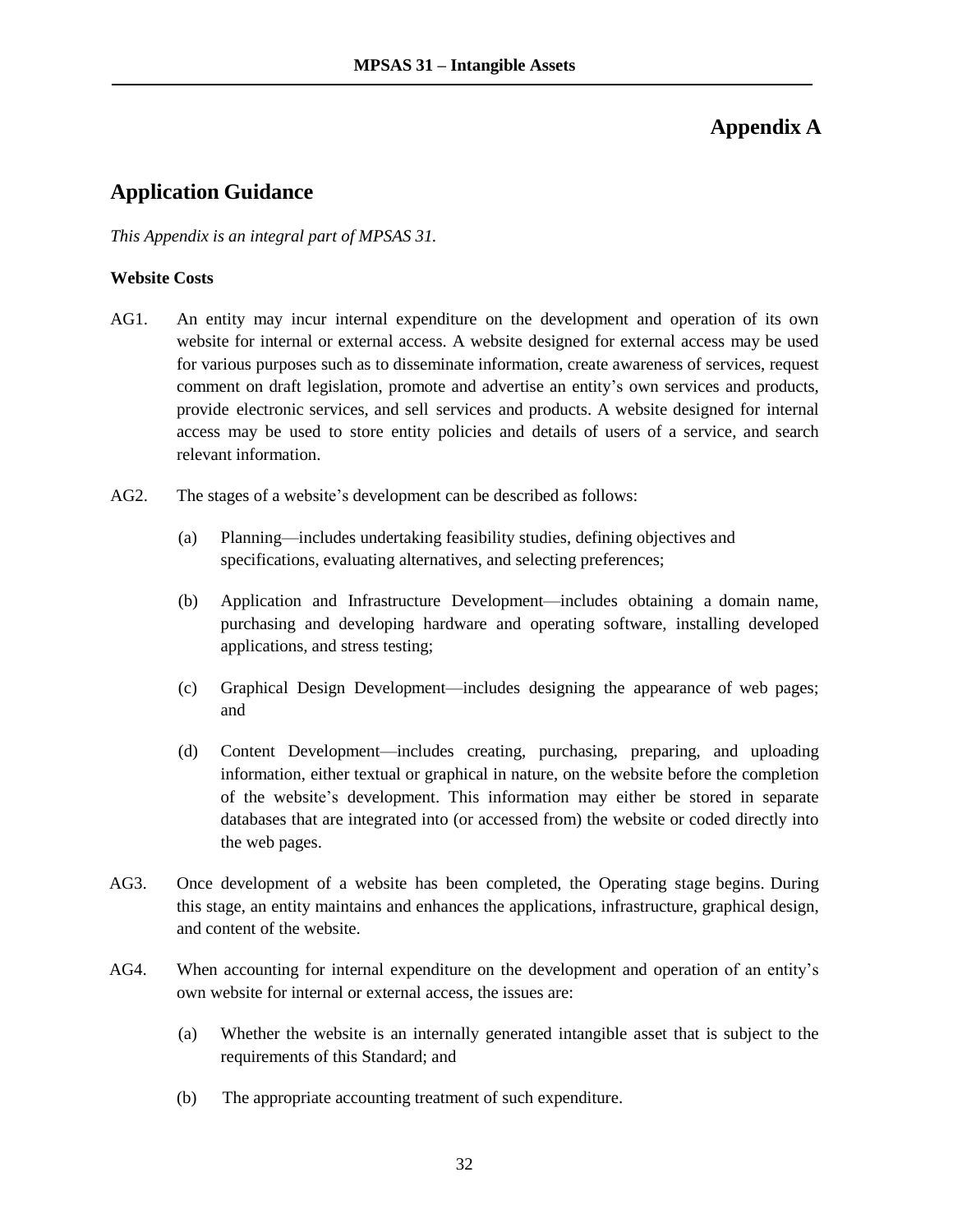# Appendix A

## Application Guidance

*This Appendix is an integral part of MPSAS 31.*

**Website Costs**

AG1. An entity may incur internal expenditure on the development and operation of its own website for internal or external access. A website designed for external access may be used for various purposes such as to disseminate information, create awareness of services, request comment on draft legislation, promote and advertise an entity's own services and products, provide electronic services, and sell services and products. A website designed for internal access may be used to store entity policies and details of users of a service, and search relevant information.

AG2. The stages of a website's development can be described as follows:

(a) Planning—includes undertaking feasibility studies, defining objectives and specifications, evaluating alternatives, and selecting preferences;

(b) Application and Infrastructure Development—includes obtaining a domain name, purchasing and developing hardware and operating software, installing developed applications, and stress testing;

(c) Graphical Design Development—includes designing the appearance of web pages; and

(d) Content Development—includes creating, purchasing, preparing, and uploading information, either textual or graphical in nature, on the website before the completion of the website's development. This information may either be stored in separate databases that are integrated into (or accessed from) the website or coded directly into the web pages.

AG3. Once development of a website has been completed, the Operating stage begins. During this stage, an entity maintains and enhances the applications, infrastructure, graphical design, and content of the website.

AG4. When accounting for internal expenditure on the development and operation of an entity's own website for internal or external access, the issues are:

(a) Whether the website is an internally generated intangible asset that is subject to the requirements of this Standard; and

(b) The appropriate accounting treatment of such expenditure.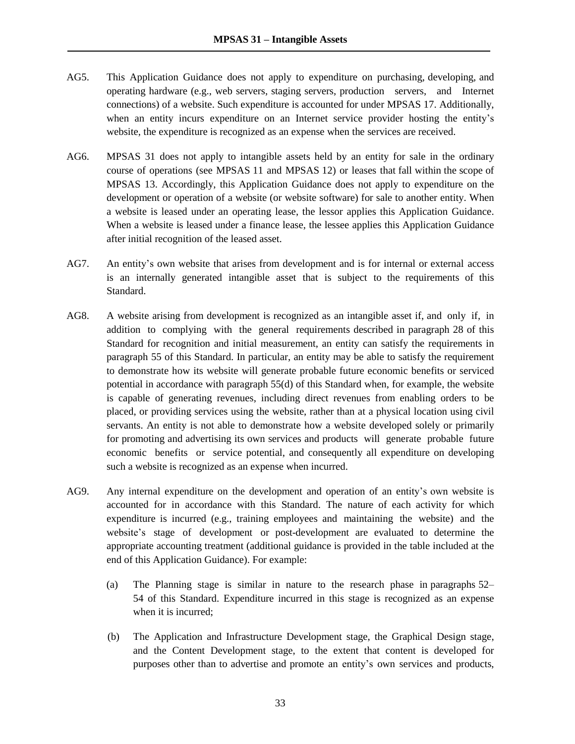AG5. This Application Guidance does not apply to expenditure on purchasing, developing, and operating hardware (e.g., web servers, staging servers, production servers, and Internet connections) of a website. Such expenditure is accounted for under MPSAS 17. Additionally, when an entity incurs expenditure on an Internet service provider hosting the entity's website, the expenditure is recognized as an expense when the services are received.

AG6. MPSAS 31 does not apply to intangible assets held by an entity for sale in the ordinary course of operations (see MPSAS 11 and MPSAS 12) or leases that fall within the scope of MPSAS 13. Accordingly, this Application Guidance does not apply to expenditure on the development or operation of a website (or website software) for sale to another entity. When a website is leased under an operating lease, the lessor applies this Application Guidance. When a website is leased under a finance lease, the lessee applies this Application Guidance after initial recognition of the leased asset.

AG7. An entity's own website that arises from development and is for internal or external access is an internally generated intangible asset that is subject to the requirements of this Standard.

AG8. A website arising from development is recognized as an intangible asset if, and only if, in addition to complying with the general requirements described in paragraph 28 of this Standard for recognition and initial measurement, an entity can satisfy the requirements in paragraph 55 of this Standard. In particular, an entity may be able to satisfy the requirement to demonstrate how its website will generate probable future economic benefits or serviced potential in accordance with paragraph 55(d) of this Standard when, for example, the website is capable of generating revenues, including direct revenues from enabling orders to be placed, or providing services using the website, rather than at a physical location using civil servants. An entity is not able to demonstrate how a website developed solely or primarily for promoting and advertising its own services and products will generate probable future economic benefits or service potential, and consequently all expenditure on developing such a website is recognized as an expense when incurred.

AG9. Any internal expenditure on the development and operation of an entity's own website is accounted for in accordance with this Standard. The nature of each activity for which expenditure is incurred (e.g., training employees and maintaining the website) and the website's stage of development or post-development are evaluated to determine the appropriate accounting treatment (additional guidance is provided in the table included at the end of this Application Guidance). For example:

(a) The Planning stage is similar in nature to the research phase in paragraphs 52–54 of this Standard. Expenditure incurred in this stage is recognized as an expense when it is incurred;

(b) The Application and Infrastructure Development stage, the Graphical Design stage, and the Content Development stage, to the extent that content is developed for purposes other than to advertise and promote an entity's own services and products,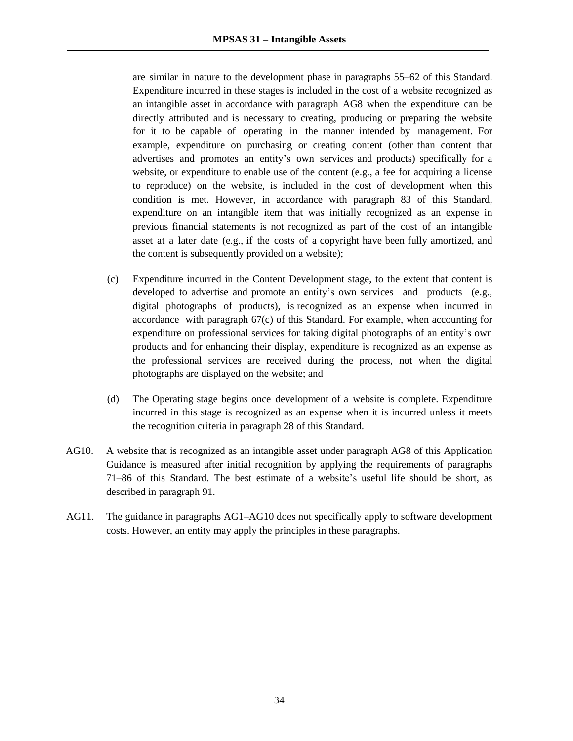are similar in nature to the development phase in paragraphs 55–62 of this Standard. Expenditure incurred in these stages is included in the cost of a website recognized as an intangible asset in accordance with paragraph AG8 when the expenditure can be directly attributed and is necessary to creating, producing or preparing the website for it to be capable of operating in the manner intended by management. For example, expenditure on purchasing or creating content (other than content that advertises and promotes an entity's own services and products) specifically for a website, or expenditure to enable use of the content (e.g., a fee for acquiring a license to reproduce) on the website, is included in the cost of development when this condition is met. However, in accordance with paragraph 83 of this Standard, expenditure on an intangible item that was initially recognized as an expense in previous financial statements is not recognized as part of the cost of an intangible asset at a later date (e.g., if the costs of a copyright have been fully amortized, and the content is subsequently provided on a website);

(c) Expenditure incurred in the Content Development stage, to the extent that content is developed to advertise and promote an entity's own services and products (e.g., digital photographs of products), is recognized as an expense when incurred in accordance with paragraph 67(c) of this Standard. For example, when accounting for expenditure on professional services for taking digital photographs of an entity's own products and for enhancing their display, expenditure is recognized as an expense as the professional services are received during the process, not when the digital photographs are displayed on the website; and

(d) The Operating stage begins once development of a website is complete. Expenditure incurred in this stage is recognized as an expense when it is incurred unless it meets the recognition criteria in paragraph 28 of this Standard.

AG10. A website that is recognized as an intangible asset under paragraph AG8 of this Application Guidance is measured after initial recognition by applying the requirements of paragraphs 71–86 of this Standard. The best estimate of a website's useful life should be short, as described in paragraph 91.

AG11. The guidance in paragraphs AG1–AG10 does not specifically apply to software development costs. However, an entity may apply the principles in these paragraphs.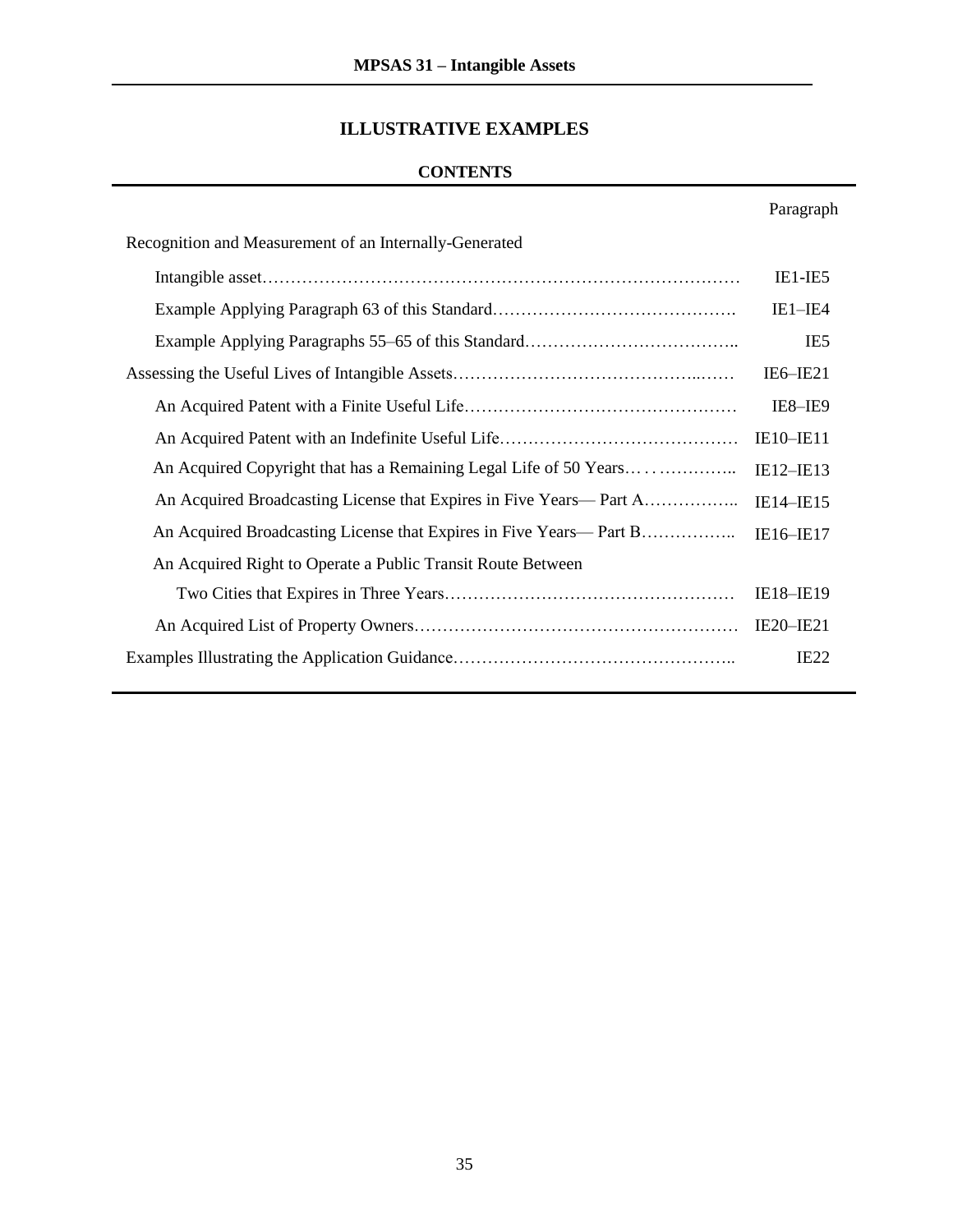## ILLUSTRATIVE EXAMPLES

### CONTENTS

| | Paragraph |
|---|---|
| Recognition and Measurement of an Internally-Generated | |
| Intangible asset | IE1-IE5 |
| Example Applying Paragraph 63 of this Standard | IE1–IE4 |
| Example Applying Paragraphs 55–65 of this Standard | IE5 |
| Assessing the Useful Lives of Intangible Assets | IE6–IE21 |
| An Acquired Patent with a Finite Useful Life | IE8–IE9 |
| An Acquired Patent with an Indefinite Useful Life | IE10–IE11 |
| An Acquired Copyright that has a Remaining Legal Life of 50 Years | IE12–IE13 |
| An Acquired Broadcasting License that Expires in Five Years— Part A | IE14–IE15 |
| An Acquired Broadcasting License that Expires in Five Years— Part B | IE16–IE17 |
| An Acquired Right to Operate a Public Transit Route Between Two Cities that Expires in Three Years | IE18–IE19 |
| An Acquired List of Property Owners | IE20–IE21 |
| Examples Illustrating the Application Guidance | IE22 |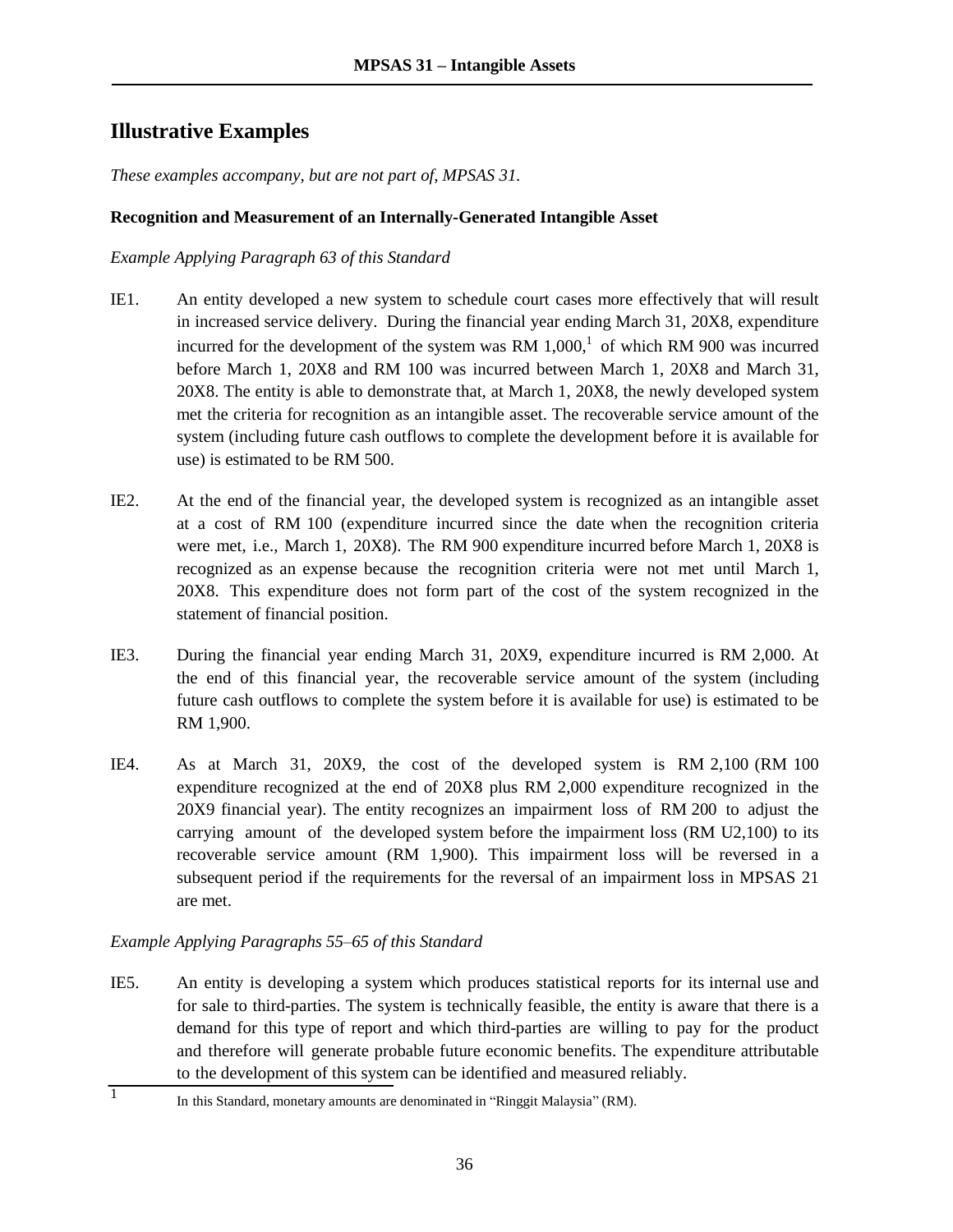## Illustrative Examples

*These examples accompany, but are not part of, MPSAS 31.*

**Recognition and Measurement of an Internally-Generated Intangible Asset**

*Example Applying Paragraph 63 of this Standard*

IE1. An entity developed a new system to schedule court cases more effectively that will result in increased service delivery. During the financial year ending March 31, 20X8, expenditure incurred for the development of the system was RM 1,000,[1] of which RM 900 was incurred before March 1, 20X8 and RM 100 was incurred between March 1, 20X8 and March 31, 20X8. The entity is able to demonstrate that, at March 1, 20X8, the newly developed system met the criteria for recognition as an intangible asset. The recoverable service amount of the system (including future cash outflows to complete the development before it is available for use) is estimated to be RM 500.

IE2. At the end of the financial year, the developed system is recognized as an intangible asset at a cost of RM 100 (expenditure incurred since the date when the recognition criteria were met, i.e., March 1, 20X8). The RM 900 expenditure incurred before March 1, 20X8 is recognized as an expense because the recognition criteria were not met until March 1, 20X8. This expenditure does not form part of the cost of the system recognized in the statement of financial position.

IE3. During the financial year ending March 31, 20X9, expenditure incurred is RM 2,000. At the end of this financial year, the recoverable service amount of the system (including future cash outflows to complete the system before it is available for use) is estimated to be RM 1,900.

IE4. As at March 31, 20X9, the cost of the developed system is RM 2,100 (RM 100 expenditure recognized at the end of 20X8 plus RM 2,000 expenditure recognized in the 20X9 financial year). The entity recognizes an impairment loss of RM 200 to adjust the carrying amount of the developed system before the impairment loss (RM U2,100) to its recoverable service amount (RM 1,900). This impairment loss will be reversed in a subsequent period if the requirements for the reversal of an impairment loss in MPSAS 21 are met.

*Example Applying Paragraphs 55–65 of this Standard*

IE5. An entity is developing a system which produces statistical reports for its internal use and for sale to third-parties. The system is technically feasible, the entity is aware that there is a demand for this type of report and which third-parties are willing to pay for the product and therefore will generate probable future economic benefits. The expenditure attributable to the development of this system can be identified and measured reliably.

[1] In this Standard, monetary amounts are denominated in "Ringgit Malaysia" (RM).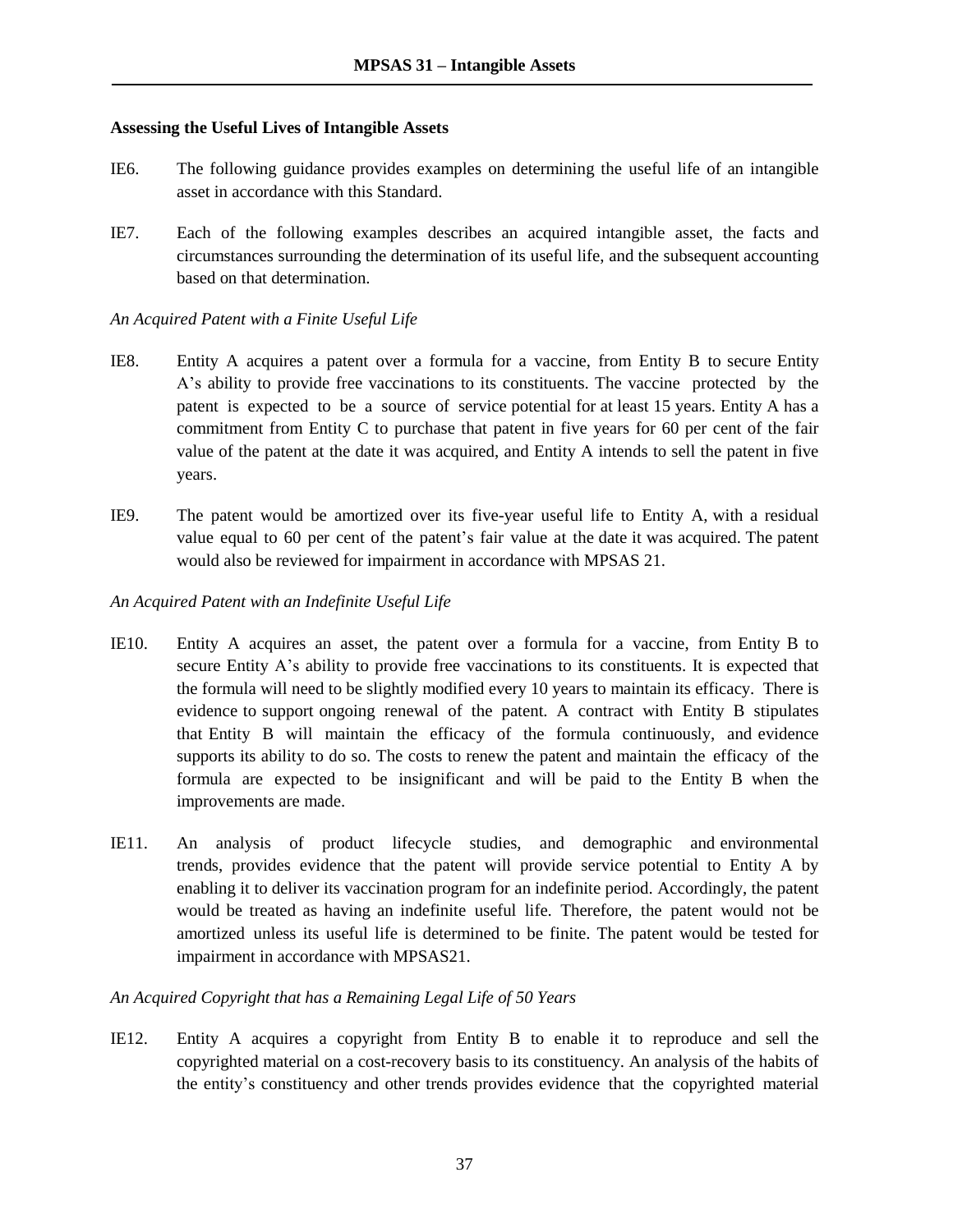### Assessing the Useful Lives of Intangible Assets

IE6. The following guidance provides examples on determining the useful life of an intangible asset in accordance with this Standard.

IE7. Each of the following examples describes an acquired intangible asset, the facts and circumstances surrounding the determination of its useful life, and the subsequent accounting based on that determination.

*An Acquired Patent with a Finite Useful Life*

IE8. Entity A acquires a patent over a formula for a vaccine, from Entity B to secure Entity A's ability to provide free vaccinations to its constituents. The vaccine protected by the patent is expected to be a source of service potential for at least 15 years. Entity A has a commitment from Entity C to purchase that patent in five years for 60 per cent of the fair value of the patent at the date it was acquired, and Entity A intends to sell the patent in five years.

IE9. The patent would be amortized over its five-year useful life to Entity A, with a residual value equal to 60 per cent of the patent's fair value at the date it was acquired. The patent would also be reviewed for impairment in accordance with MPSAS 21.

*An Acquired Patent with an Indefinite Useful Life*

IE10. Entity A acquires an asset, the patent over a formula for a vaccine, from Entity B to secure Entity A's ability to provide free vaccinations to its constituents. It is expected that the formula will need to be slightly modified every 10 years to maintain its efficacy. There is evidence to support ongoing renewal of the patent. A contract with Entity B stipulates that Entity B will maintain the efficacy of the formula continuously, and evidence supports its ability to do so. The costs to renew the patent and maintain the efficacy of the formula are expected to be insignificant and will be paid to the Entity B when the improvements are made.

IE11. An analysis of product lifecycle studies, and demographic and environmental trends, provides evidence that the patent will provide service potential to Entity A by enabling it to deliver its vaccination program for an indefinite period. Accordingly, the patent would be treated as having an indefinite useful life. Therefore, the patent would not be amortized unless its useful life is determined to be finite. The patent would be tested for impairment in accordance with MPSAS21.

*An Acquired Copyright that has a Remaining Legal Life of 50 Years*

IE12. Entity A acquires a copyright from Entity B to enable it to reproduce and sell the copyrighted material on a cost-recovery basis to its constituency. An analysis of the habits of the entity's constituency and other trends provides evidence that the copyrighted material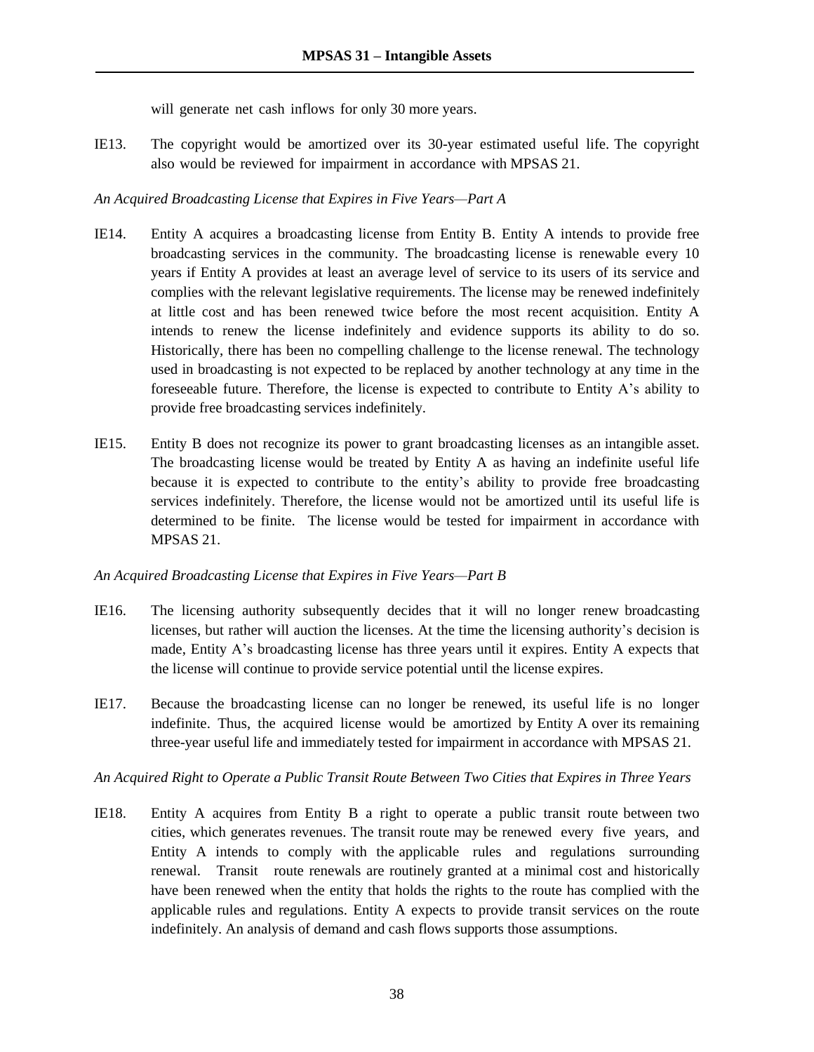will generate net cash inflows for only 30 more years.

IE13. The copyright would be amortized over its 30-year estimated useful life. The copyright also would be reviewed for impairment in accordance with MPSAS 21.

*An Acquired Broadcasting License that Expires in Five Years—Part A*

IE14. Entity A acquires a broadcasting license from Entity B. Entity A intends to provide free broadcasting services in the community. The broadcasting license is renewable every 10 years if Entity A provides at least an average level of service to its users of its service and complies with the relevant legislative requirements. The license may be renewed indefinitely at little cost and has been renewed twice before the most recent acquisition. Entity A intends to renew the license indefinitely and evidence supports its ability to do so. Historically, there has been no compelling challenge to the license renewal. The technology used in broadcasting is not expected to be replaced by another technology at any time in the foreseeable future. Therefore, the license is expected to contribute to Entity A's ability to provide free broadcasting services indefinitely.

IE15. Entity B does not recognize its power to grant broadcasting licenses as an intangible asset. The broadcasting license would be treated by Entity A as having an indefinite useful life because it is expected to contribute to the entity's ability to provide free broadcasting services indefinitely. Therefore, the license would not be amortized until its useful life is determined to be finite. The license would be tested for impairment in accordance with MPSAS 21.

*An Acquired Broadcasting License that Expires in Five Years—Part B*

IE16. The licensing authority subsequently decides that it will no longer renew broadcasting licenses, but rather will auction the licenses. At the time the licensing authority's decision is made, Entity A's broadcasting license has three years until it expires. Entity A expects that the license will continue to provide service potential until the license expires.

IE17. Because the broadcasting license can no longer be renewed, its useful life is no longer indefinite. Thus, the acquired license would be amortized by Entity A over its remaining three-year useful life and immediately tested for impairment in accordance with MPSAS 21.

*An Acquired Right to Operate a Public Transit Route Between Two Cities that Expires in Three Years*

IE18. Entity A acquires from Entity B a right to operate a public transit route between two cities, which generates revenues. The transit route may be renewed every five years, and Entity A intends to comply with the applicable rules and regulations surrounding renewal. Transit route renewals are routinely granted at a minimal cost and historically have been renewed when the entity that holds the rights to the route has complied with the applicable rules and regulations. Entity A expects to provide transit services on the route indefinitely. An analysis of demand and cash flows supports those assumptions.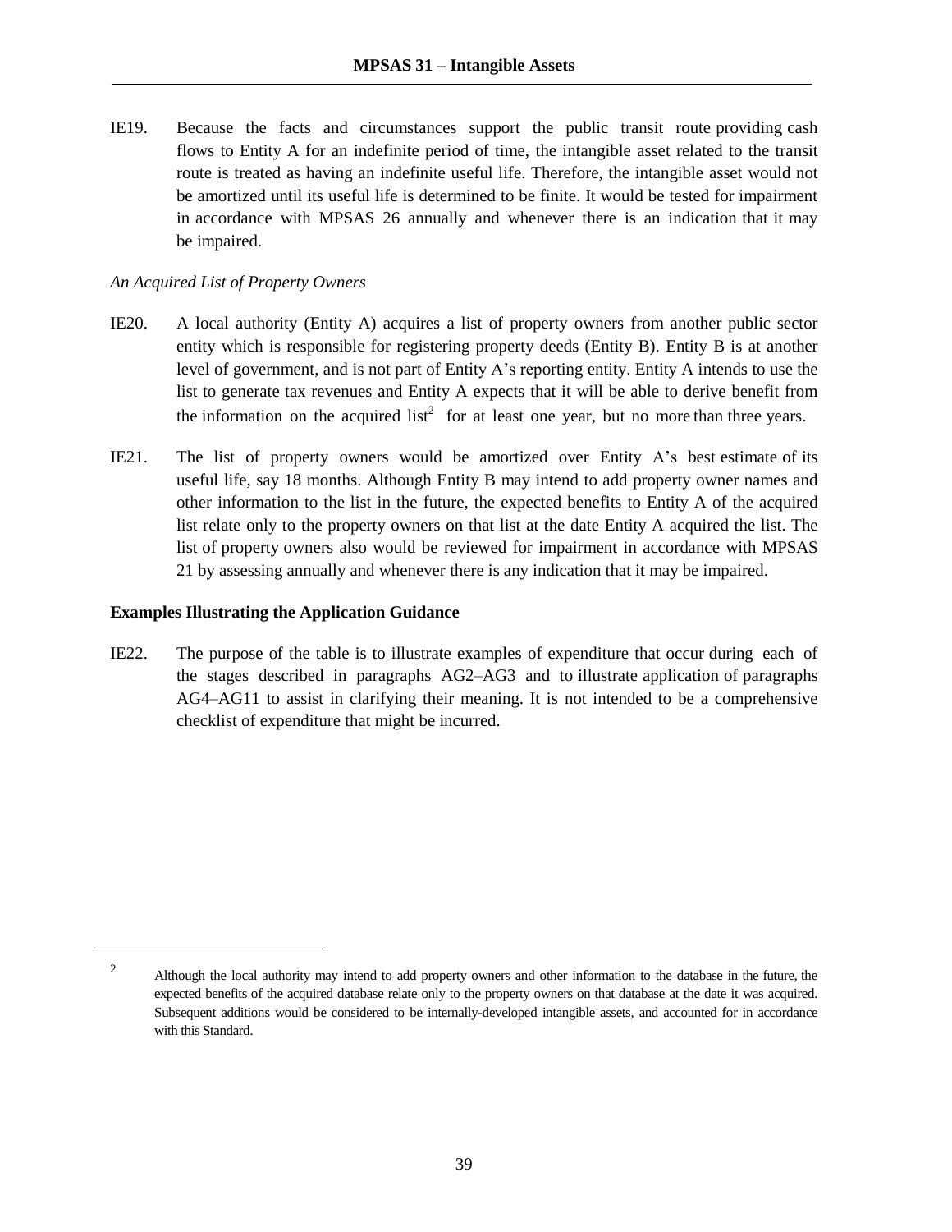IE19. Because the facts and circumstances support the public transit route providing cash flows to Entity A for an indefinite period of time, the intangible asset related to the transit route is treated as having an indefinite useful life. Therefore, the intangible asset would not be amortized until its useful life is determined to be finite. It would be tested for impairment in accordance with MPSAS 26 annually and whenever there is an indication that it may be impaired.

*An Acquired List of Property Owners*

IE20. A local authority (Entity A) acquires a list of property owners from another public sector entity which is responsible for registering property deeds (Entity B). Entity B is at another level of government, and is not part of Entity A's reporting entity. Entity A intends to use the list to generate tax revenues and Entity A expects that it will be able to derive benefit from the information on the acquired list[2] for at least one year, but no more than three years.

IE21. The list of property owners would be amortized over Entity A's best estimate of its useful life, say 18 months. Although Entity B may intend to add property owner names and other information to the list in the future, the expected benefits to Entity A of the acquired list relate only to the property owners on that list at the date Entity A acquired the list. The list of property owners also would be reviewed for impairment in accordance with MPSAS 21 by assessing annually and whenever there is any indication that it may be impaired.

**Examples Illustrating the Application Guidance**

IE22. The purpose of the table is to illustrate examples of expenditure that occur during each of the stages described in paragraphs AG2–AG3 and to illustrate application of paragraphs AG4–AG11 to assist in clarifying their meaning. It is not intended to be a comprehensive checklist of expenditure that might be incurred.

---

[2] Although the local authority may intend to add property owners and other information to the database in the future, the expected benefits of the acquired database relate only to the property owners on that database at the date it was acquired. Subsequent additions would be considered to be internally-developed intangible assets, and accounted for in accordance with this Standard.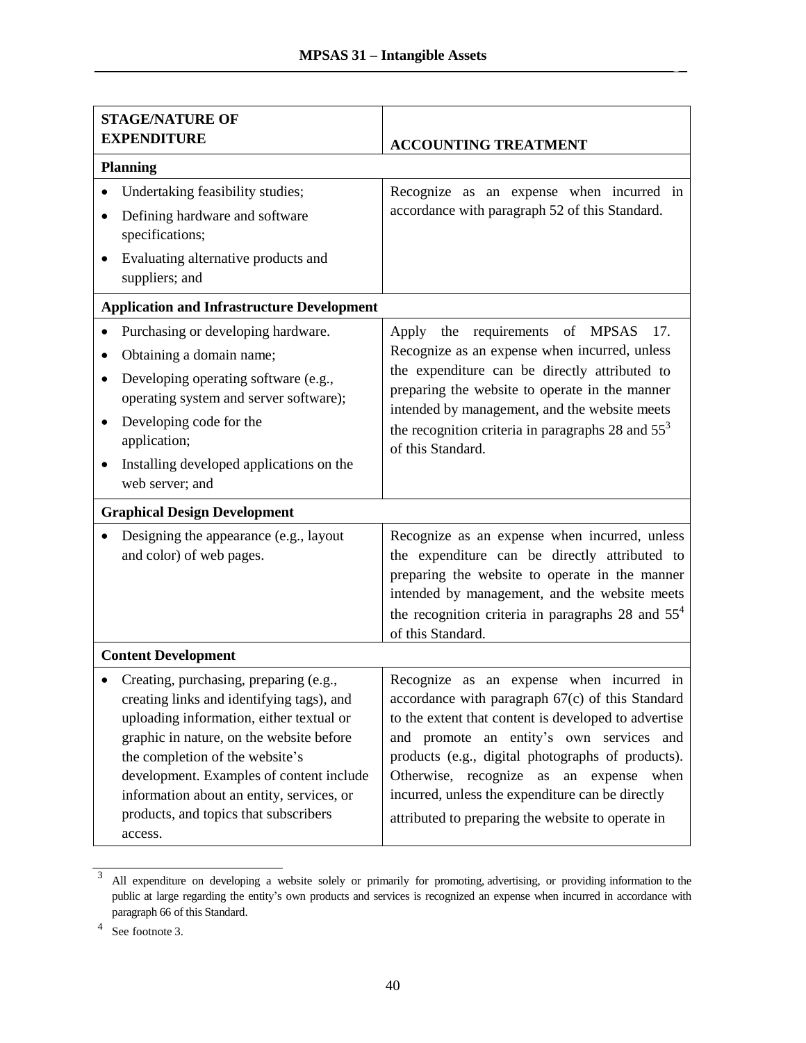| STAGE/NATURE OF EXPENDITURE | ACCOUNTING TREATMENT |
|---|---|
| **Planning** | |
| • Undertaking feasibility studies;<br>• Defining hardware and software specifications;<br>• Evaluating alternative products and suppliers; and | Recognize as an expense when incurred in accordance with paragraph 52 of this Standard. |
| **Application and Infrastructure Development** | |
| • Purchasing or developing hardware.<br>• Obtaining a domain name;<br>• Developing operating software (e.g., operating system and server software);<br>• Developing code for the application;<br>• Installing developed applications on the web server; and | Apply the requirements of MPSAS 17. Recognize as an expense when incurred, unless the expenditure can be directly attributed to preparing the website to operate in the manner intended by management, and the website meets the recognition criteria in paragraphs 28 and 55[3] of this Standard. |
| **Graphical Design Development** | |
| • Designing the appearance (e.g., layout and color) of web pages. | Recognize as an expense when incurred, unless the expenditure can be directly attributed to preparing the website to operate in the manner intended by management, and the website meets the recognition criteria in paragraphs 28 and 55[4] of this Standard. |
| **Content Development** | |
| • Creating, purchasing, preparing (e.g., creating links and identifying tags), and uploading information, either textual or graphic in nature, on the website before the completion of the website's development. Examples of content include information about an entity, services, or products, and topics that subscribers access. | Recognize as an expense when incurred in accordance with paragraph 67(c) of this Standard to the extent that content is developed to advertise and promote an entity's own services and products (e.g., digital photographs of products). Otherwise, recognize as an expense when incurred, unless the expenditure can be directly attributed to preparing the website to operate in |

[3] All expenditure on developing a website solely or primarily for promoting, advertising, or providing information to the public at large regarding the entity's own products and services is recognized an expense when incurred in accordance with paragraph 66 of this Standard.

[4] See footnote 3.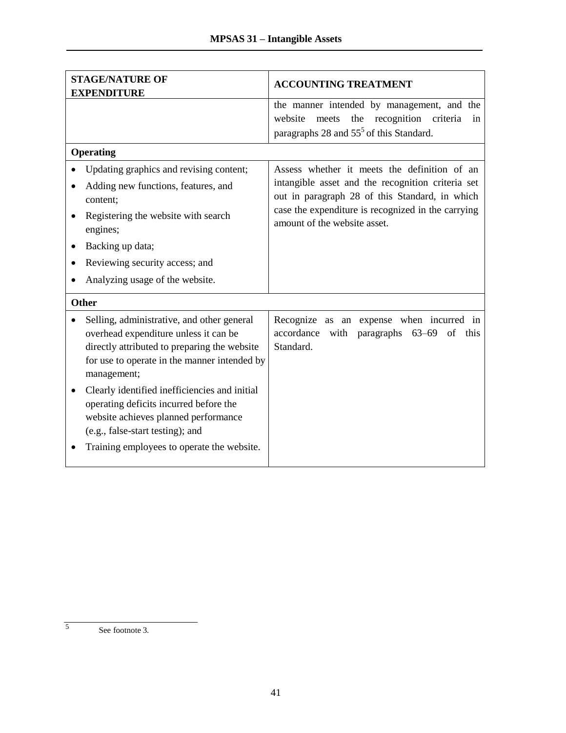| STAGE/NATURE OF EXPENDITURE | ACCOUNTING TREATMENT |
|---|---|
| | the manner intended by management, and the website meets the recognition criteria in paragraphs 28 and 55[5] of this Standard. |
| **Operating** | |
| • Updating graphics and revising content;<br>• Adding new functions, features, and content;<br>• Registering the website with search engines;<br>• Backing up data;<br>• Reviewing security access; and<br>• Analyzing usage of the website. | Assess whether it meets the definition of an intangible asset and the recognition criteria set out in paragraph 28 of this Standard, in which case the expenditure is recognized in the carrying amount of the website asset. |
| **Other** | |
| • Selling, administrative, and other general overhead expenditure unless it can be directly attributed to preparing the website for use to operate in the manner intended by management;<br>• Clearly identified inefficiencies and initial operating deficits incurred before the website achieves planned performance (e.g., false-start testing); and<br>• Training employees to operate the website. | Recognize as an expense when incurred in accordance with paragraphs 63–69 of this Standard. |

[5] See footnote 3.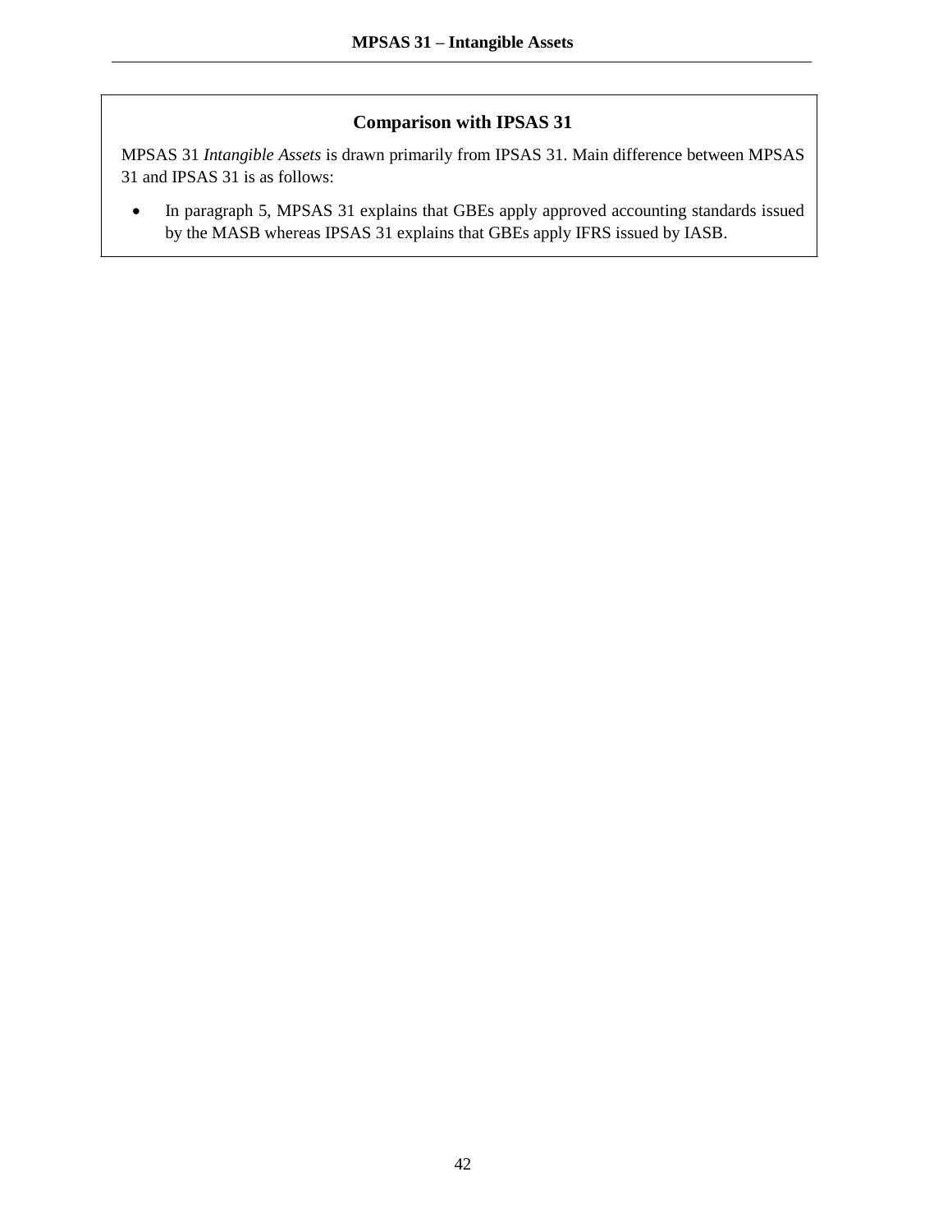## Comparison with IPSAS 31

MPSAS 31 *Intangible Assets* is drawn primarily from IPSAS 31. Main difference between MPSAS 31 and IPSAS 31 is as follows:

- In paragraph 5, MPSAS 31 explains that GBEs apply approved accounting standards issued by the MASB whereas IPSAS 31 explains that GBEs apply IFRS issued by IASB.